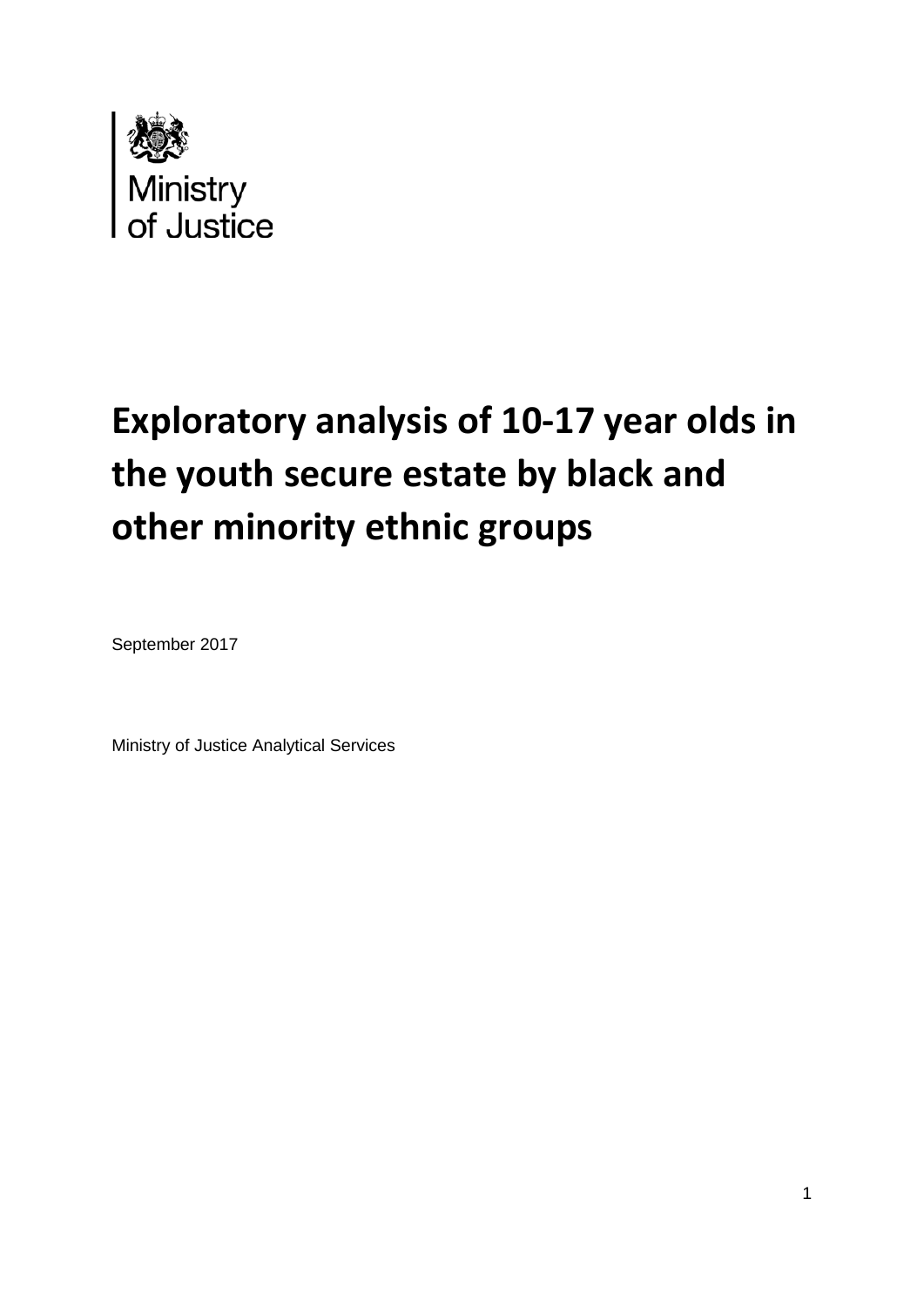Ministry of Justice

# Exploratory analysis of 10-17 year olds in the youth secure estate by black and other minority ethnic groups

September 2017

Ministry of Justice Analytical Services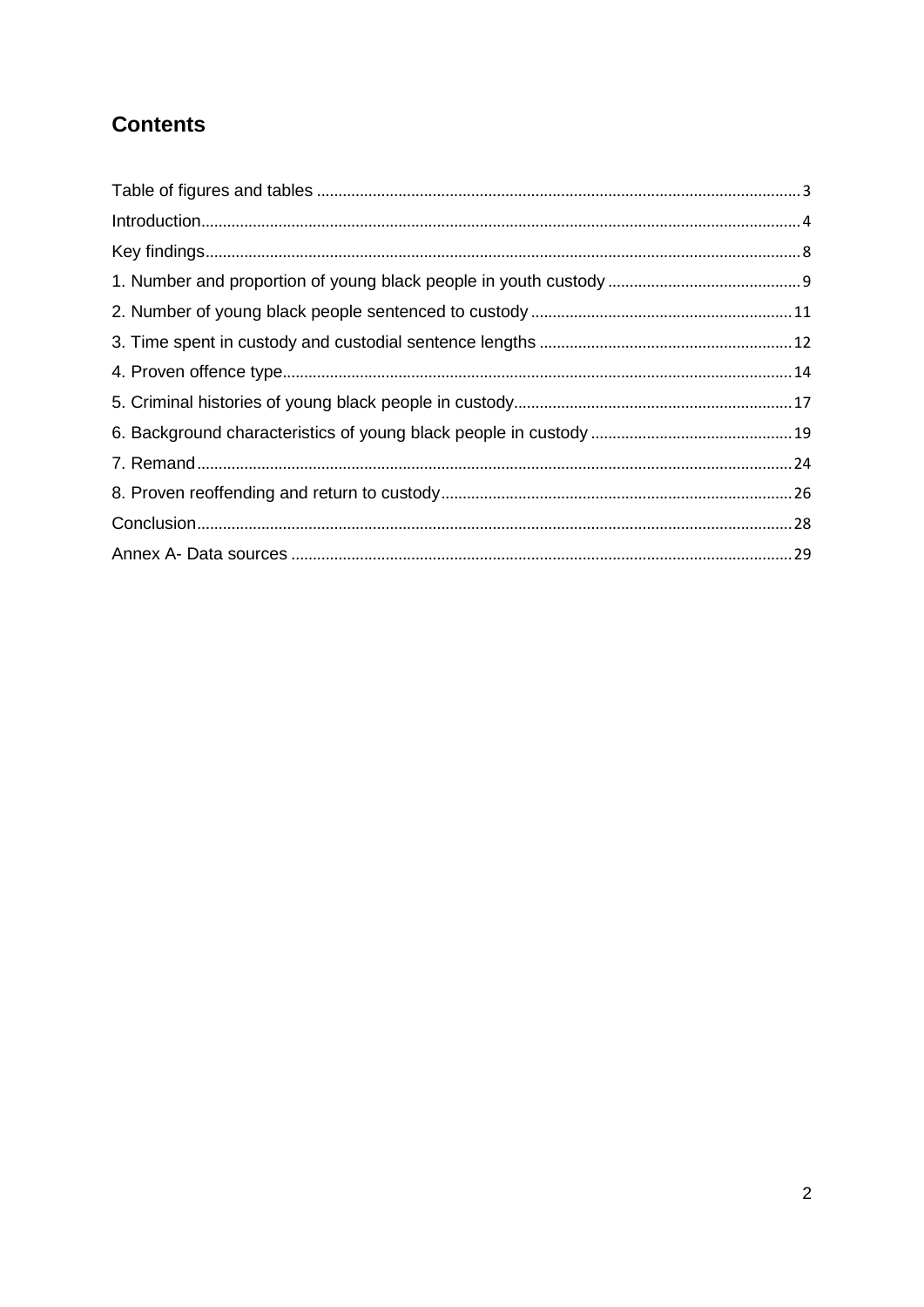## Contents

Table of figures and tables ..... 3
Introduction ..... 4
Key findings ..... 8
1. Number and proportion of young black people in youth custody ..... 9
2. Number of young black people sentenced to custody ..... 11
3. Time spent in custody and custodial sentence lengths ..... 12
4. Proven offence type ..... 14
5. Criminal histories of young black people in custody ..... 17
6. Background characteristics of young black people in custody ..... 19
7. Remand ..... 24
8. Proven reoffending and return to custody ..... 26
Conclusion ..... 28
Annex A- Data sources ..... 29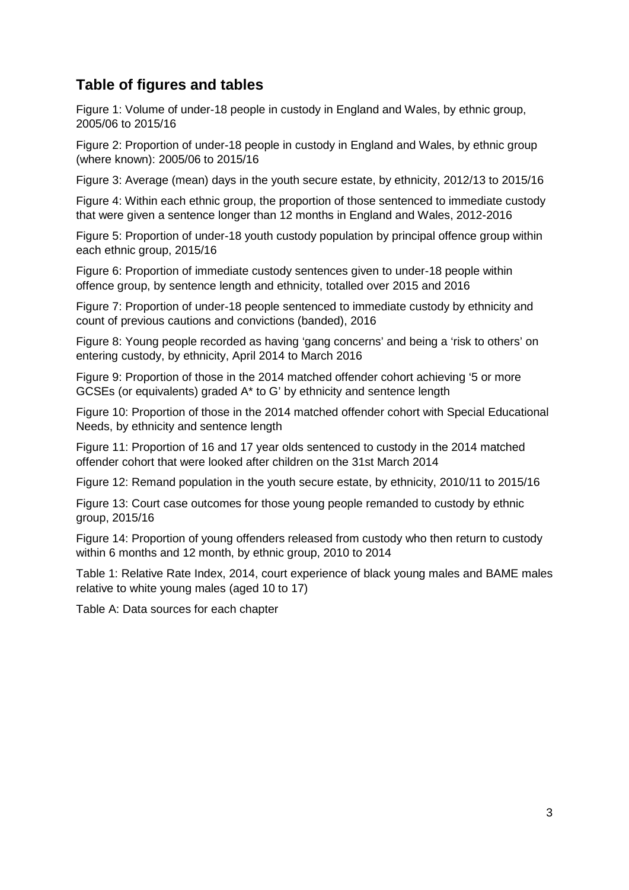## Table of figures and tables

Figure 1: Volume of under-18 people in custody in England and Wales, by ethnic group, 2005/06 to 2015/16

Figure 2: Proportion of under-18 people in custody in England and Wales, by ethnic group (where known): 2005/06 to 2015/16

Figure 3: Average (mean) days in the youth secure estate, by ethnicity, 2012/13 to 2015/16

Figure 4: Within each ethnic group, the proportion of those sentenced to immediate custody that were given a sentence longer than 12 months in England and Wales, 2012-2016

Figure 5: Proportion of under-18 youth custody population by principal offence group within each ethnic group, 2015/16

Figure 6: Proportion of immediate custody sentences given to under-18 people within offence group, by sentence length and ethnicity, totalled over 2015 and 2016

Figure 7: Proportion of under-18 people sentenced to immediate custody by ethnicity and count of previous cautions and convictions (banded), 2016

Figure 8: Young people recorded as having 'gang concerns' and being a 'risk to others' on entering custody, by ethnicity, April 2014 to March 2016

Figure 9: Proportion of those in the 2014 matched offender cohort achieving '5 or more GCSEs (or equivalents) graded A* to G' by ethnicity and sentence length

Figure 10: Proportion of those in the 2014 matched offender cohort with Special Educational Needs, by ethnicity and sentence length

Figure 11: Proportion of 16 and 17 year olds sentenced to custody in the 2014 matched offender cohort that were looked after children on the 31st March 2014

Figure 12: Remand population in the youth secure estate, by ethnicity, 2010/11 to 2015/16

Figure 13: Court case outcomes for those young people remanded to custody by ethnic group, 2015/16

Figure 14: Proportion of young offenders released from custody who then return to custody within 6 months and 12 month, by ethnic group, 2010 to 2014

Table 1: Relative Rate Index, 2014, court experience of black young males and BAME males relative to white young males (aged 10 to 17)

Table A: Data sources for each chapter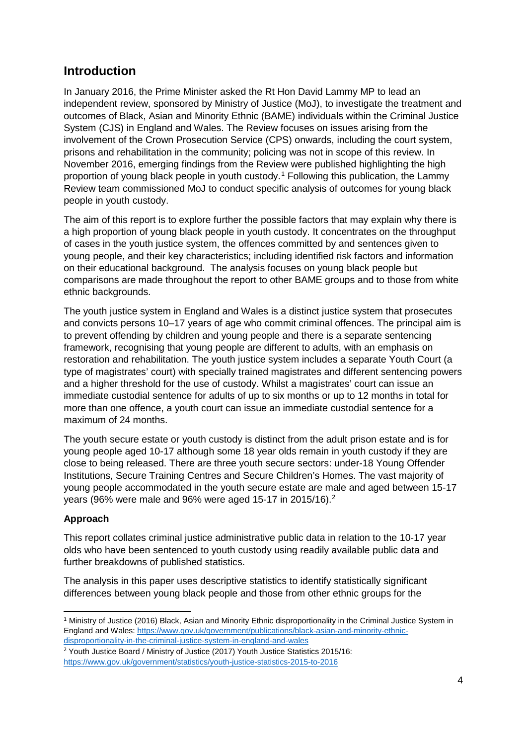## Introduction

In January 2016, the Prime Minister asked the Rt Hon David Lammy MP to lead an independent review, sponsored by Ministry of Justice (MoJ), to investigate the treatment and outcomes of Black, Asian and Minority Ethnic (BAME) individuals within the Criminal Justice System (CJS) in England and Wales. The Review focuses on issues arising from the involvement of the Crown Prosecution Service (CPS) onwards, including the court system, prisons and rehabilitation in the community; policing was not in scope of this review. In November 2016, emerging findings from the Review were published highlighting the high proportion of young black people in youth custody.[1] Following this publication, the Lammy Review team commissioned MoJ to conduct specific analysis of outcomes for young black people in youth custody.

The aim of this report is to explore further the possible factors that may explain why there is a high proportion of young black people in youth custody. It concentrates on the throughput of cases in the youth justice system, the offences committed by and sentences given to young people, and their key characteristics; including identified risk factors and information on their educational background. The analysis focuses on young black people but comparisons are made throughout the report to other BAME groups and to those from white ethnic backgrounds.

The youth justice system in England and Wales is a distinct justice system that prosecutes and convicts persons 10–17 years of age who commit criminal offences. The principal aim is to prevent offending by children and young people and there is a separate sentencing framework, recognising that young people are different to adults, with an emphasis on restoration and rehabilitation. The youth justice system includes a separate Youth Court (a type of magistrates' court) with specially trained magistrates and different sentencing powers and a higher threshold for the use of custody. Whilst a magistrates' court can issue an immediate custodial sentence for adults of up to six months or up to 12 months in total for more than one offence, a youth court can issue an immediate custodial sentence for a maximum of 24 months.

The youth secure estate or youth custody is distinct from the adult prison estate and is for young people aged 10-17 although some 18 year olds remain in youth custody if they are close to being released. There are three youth secure sectors: under-18 Young Offender Institutions, Secure Training Centres and Secure Children's Homes. The vast majority of young people accommodated in the youth secure estate are male and aged between 15-17 years (96% were male and 96% were aged 15-17 in 2015/16).[2]

**Approach**

This report collates criminal justice administrative public data in relation to the 10-17 year olds who have been sentenced to youth custody using readily available public data and further breakdowns of published statistics.

The analysis in this paper uses descriptive statistics to identify statistically significant differences between young black people and those from other ethnic groups for the

---

[1] Ministry of Justice (2016) Black, Asian and Minority Ethnic disproportionality in the Criminal Justice System in England and Wales: https://www.gov.uk/government/publications/black-asian-and-minority-ethnic-disproportionality-in-the-criminal-justice-system-in-england-and-wales

[2] Youth Justice Board / Ministry of Justice (2017) Youth Justice Statistics 2015/16: https://www.gov.uk/government/statistics/youth-justice-statistics-2015-to-2016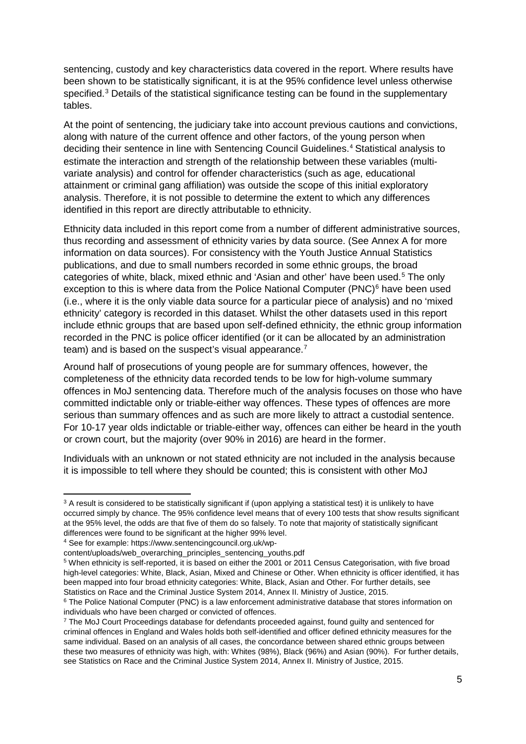sentencing, custody and key characteristics data covered in the report. Where results have been shown to be statistically significant, it is at the 95% confidence level unless otherwise specified.[3] Details of the statistical significance testing can be found in the supplementary tables.

At the point of sentencing, the judiciary take into account previous cautions and convictions, along with nature of the current offence and other factors, of the young person when deciding their sentence in line with Sentencing Council Guidelines.[4] Statistical analysis to estimate the interaction and strength of the relationship between these variables (multi-variate analysis) and control for offender characteristics (such as age, educational attainment or criminal gang affiliation) was outside the scope of this initial exploratory analysis. Therefore, it is not possible to determine the extent to which any differences identified in this report are directly attributable to ethnicity.

Ethnicity data included in this report come from a number of different administrative sources, thus recording and assessment of ethnicity varies by data source. (See Annex A for more information on data sources). For consistency with the Youth Justice Annual Statistics publications, and due to small numbers recorded in some ethnic groups, the broad categories of white, black, mixed ethnic and 'Asian and other' have been used.[5] The only exception to this is where data from the Police National Computer (PNC)[6] have been used (i.e., where it is the only viable data source for a particular piece of analysis) and no 'mixed ethnicity' category is recorded in this dataset. Whilst the other datasets used in this report include ethnic groups that are based upon self-defined ethnicity, the ethnic group information recorded in the PNC is police officer identified (or it can be allocated by an administration team) and is based on the suspect's visual appearance.[7]

Around half of prosecutions of young people are for summary offences, however, the completeness of the ethnicity data recorded tends to be low for high-volume summary offences in MoJ sentencing data. Therefore much of the analysis focuses on those who have committed indictable only or triable-either way offences. These types of offences are more serious than summary offences and as such are more likely to attract a custodial sentence. For 10-17 year olds indictable or triable-either way, offences can either be heard in the youth or crown court, but the majority (over 90% in 2016) are heard in the former.

Individuals with an unknown or not stated ethnicity are not included in the analysis because it is impossible to tell where they should be counted; this is consistent with other MoJ

---

[3] A result is considered to be statistically significant if (upon applying a statistical test) it is unlikely to have occurred simply by chance. The 95% confidence level means that of every 100 tests that show results significant at the 95% level, the odds are that five of them do so falsely. To note that majority of statistically significant differences were found to be significant at the higher 99% level.

[4] See for example: https://www.sentencingcouncil.org.uk/wp-content/uploads/web_overarching_principles_sentencing_youths.pdf

[5] When ethnicity is self-reported, it is based on either the 2001 or 2011 Census Categorisation, with five broad high-level categories: White, Black, Asian, Mixed and Chinese or Other. When ethnicity is officer identified, it has been mapped into four broad ethnicity categories: White, Black, Asian and Other. For further details, see Statistics on Race and the Criminal Justice System 2014, Annex II. Ministry of Justice, 2015.

[6] The Police National Computer (PNC) is a law enforcement administrative database that stores information on individuals who have been charged or convicted of offences.

[7] The MoJ Court Proceedings database for defendants proceeded against, found guilty and sentenced for criminal offences in England and Wales holds both self-identified and officer defined ethnicity measures for the same individual. Based on an analysis of all cases, the concordance between shared ethnic groups between these two measures of ethnicity was high, with: Whites (98%), Black (96%) and Asian (90%). For further details, see Statistics on Race and the Criminal Justice System 2014, Annex II. Ministry of Justice, 2015.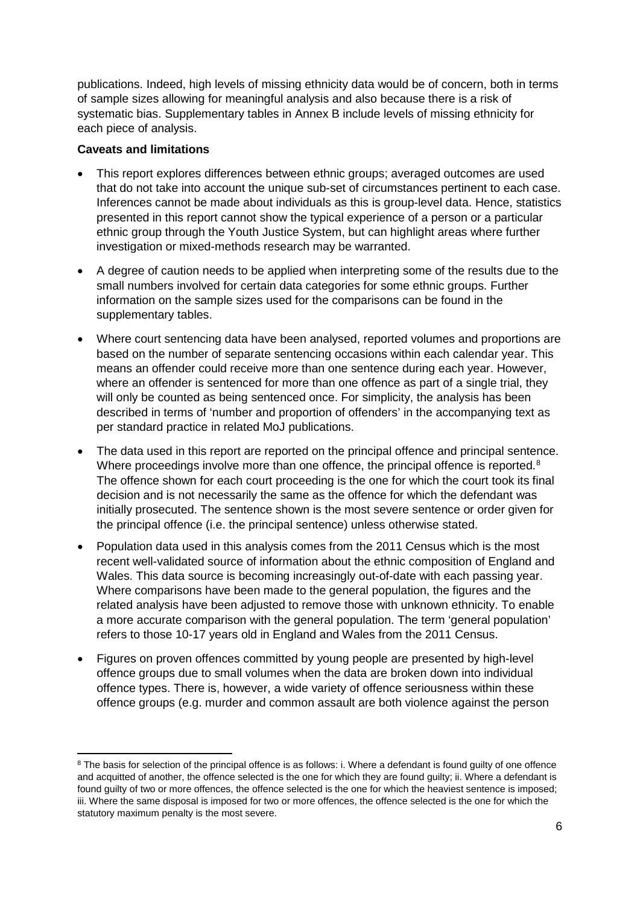publications. Indeed, high levels of missing ethnicity data would be of concern, both in terms of sample sizes allowing for meaningful analysis and also because there is a risk of systematic bias. Supplementary tables in Annex B include levels of missing ethnicity for each piece of analysis.

**Caveats and limitations**

- This report explores differences between ethnic groups; averaged outcomes are used that do not take into account the unique sub-set of circumstances pertinent to each case. Inferences cannot be made about individuals as this is group-level data. Hence, statistics presented in this report cannot show the typical experience of a person or a particular ethnic group through the Youth Justice System, but can highlight areas where further investigation or mixed-methods research may be warranted.
- A degree of caution needs to be applied when interpreting some of the results due to the small numbers involved for certain data categories for some ethnic groups. Further information on the sample sizes used for the comparisons can be found in the supplementary tables.
- Where court sentencing data have been analysed, reported volumes and proportions are based on the number of separate sentencing occasions within each calendar year. This means an offender could receive more than one sentence during each year. However, where an offender is sentenced for more than one offence as part of a single trial, they will only be counted as being sentenced once. For simplicity, the analysis has been described in terms of 'number and proportion of offenders' in the accompanying text as per standard practice in related MoJ publications.
- The data used in this report are reported on the principal offence and principal sentence. Where proceedings involve more than one offence, the principal offence is reported.[8] The offence shown for each court proceeding is the one for which the court took its final decision and is not necessarily the same as the offence for which the defendant was initially prosecuted. The sentence shown is the most severe sentence or order given for the principal offence (i.e. the principal sentence) unless otherwise stated.
- Population data used in this analysis comes from the 2011 Census which is the most recent well-validated source of information about the ethnic composition of England and Wales. This data source is becoming increasingly out-of-date with each passing year. Where comparisons have been made to the general population, the figures and the related analysis have been adjusted to remove those with unknown ethnicity. To enable a more accurate comparison with the general population. The term 'general population' refers to those 10-17 years old in England and Wales from the 2011 Census.
- Figures on proven offences committed by young people are presented by high-level offence groups due to small volumes when the data are broken down into individual offence types. There is, however, a wide variety of offence seriousness within these offence groups (e.g. murder and common assault are both violence against the person

[8] The basis for selection of the principal offence is as follows: i. Where a defendant is found guilty of one offence and acquitted of another, the offence selected is the one for which they are found guilty; ii. Where a defendant is found guilty of two or more offences, the offence selected is the one for which the heaviest sentence is imposed; iii. Where the same disposal is imposed for two or more offences, the offence selected is the one for which the statutory maximum penalty is the most severe.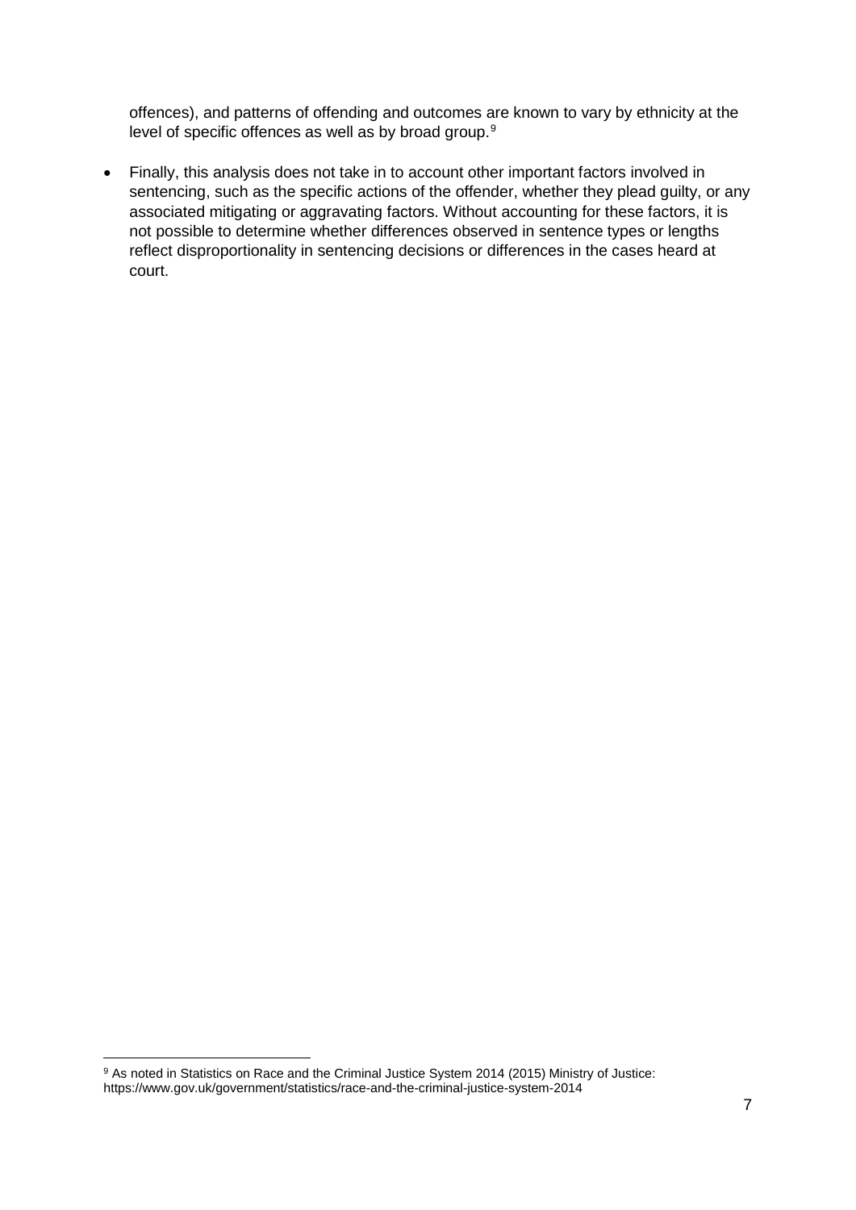offences), and patterns of offending and outcomes are known to vary by ethnicity at the level of specific offences as well as by broad group.[9]

- Finally, this analysis does not take in to account other important factors involved in sentencing, such as the specific actions of the offender, whether they plead guilty, or any associated mitigating or aggravating factors. Without accounting for these factors, it is not possible to determine whether differences observed in sentence types or lengths reflect disproportionality in sentencing decisions or differences in the cases heard at court.

[9] As noted in Statistics on Race and the Criminal Justice System 2014 (2015) Ministry of Justice: https://www.gov.uk/government/statistics/race-and-the-criminal-justice-system-2014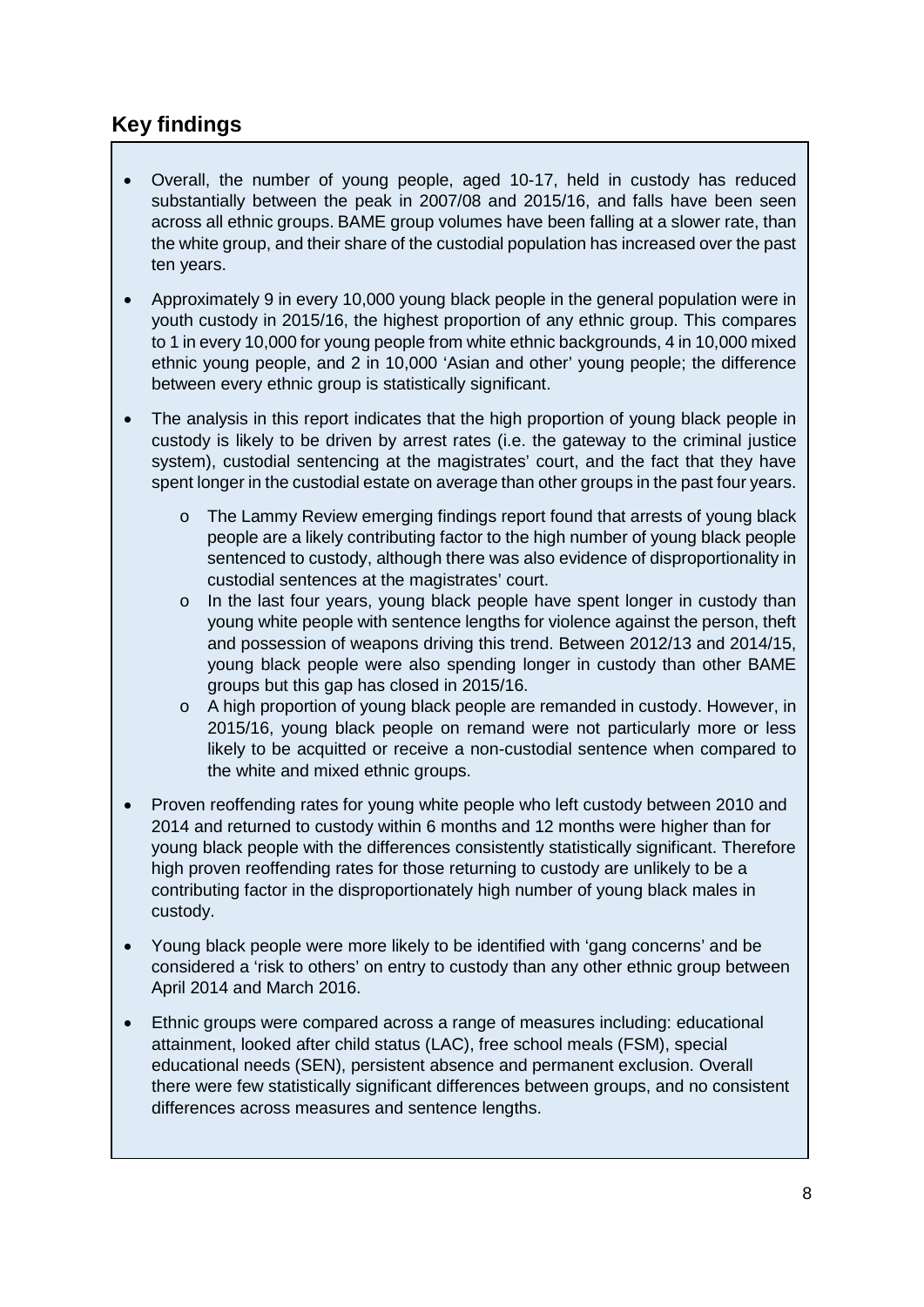## Key findings

- Overall, the number of young people, aged 10-17, held in custody has reduced substantially between the peak in 2007/08 and 2015/16, and falls have been seen across all ethnic groups. BAME group volumes have been falling at a slower rate, than the white group, and their share of the custodial population has increased over the past ten years.
- Approximately 9 in every 10,000 young black people in the general population were in youth custody in 2015/16, the highest proportion of any ethnic group. This compares to 1 in every 10,000 for young people from white ethnic backgrounds, 4 in 10,000 mixed ethnic young people, and 2 in 10,000 'Asian and other' young people; the difference between every ethnic group is statistically significant.
- The analysis in this report indicates that the high proportion of young black people in custody is likely to be driven by arrest rates (i.e. the gateway to the criminal justice system), custodial sentencing at the magistrates' court, and the fact that they have spent longer in the custodial estate on average than other groups in the past four years.
    - The Lammy Review emerging findings report found that arrests of young black people are a likely contributing factor to the high number of young black people sentenced to custody, although there was also evidence of disproportionality in custodial sentences at the magistrates' court.
    - In the last four years, young black people have spent longer in custody than young white people with sentence lengths for violence against the person, theft and possession of weapons driving this trend. Between 2012/13 and 2014/15, young black people were also spending longer in custody than other BAME groups but this gap has closed in 2015/16.
    - A high proportion of young black people are remanded in custody. However, in 2015/16, young black people on remand were not particularly more or less likely to be acquitted or receive a non-custodial sentence when compared to the white and mixed ethnic groups.
- Proven reoffending rates for young white people who left custody between 2010 and 2014 and returned to custody within 6 months and 12 months were higher than for young black people with the differences consistently statistically significant. Therefore high proven reoffending rates for those returning to custody are unlikely to be a contributing factor in the disproportionately high number of young black males in custody.
- Young black people were more likely to be identified with 'gang concerns' and be considered a 'risk to others' on entry to custody than any other ethnic group between April 2014 and March 2016.
- Ethnic groups were compared across a range of measures including: educational attainment, looked after child status (LAC), free school meals (FSM), special educational needs (SEN), persistent absence and permanent exclusion. Overall there were few statistically significant differences between groups, and no consistent differences across measures and sentence lengths.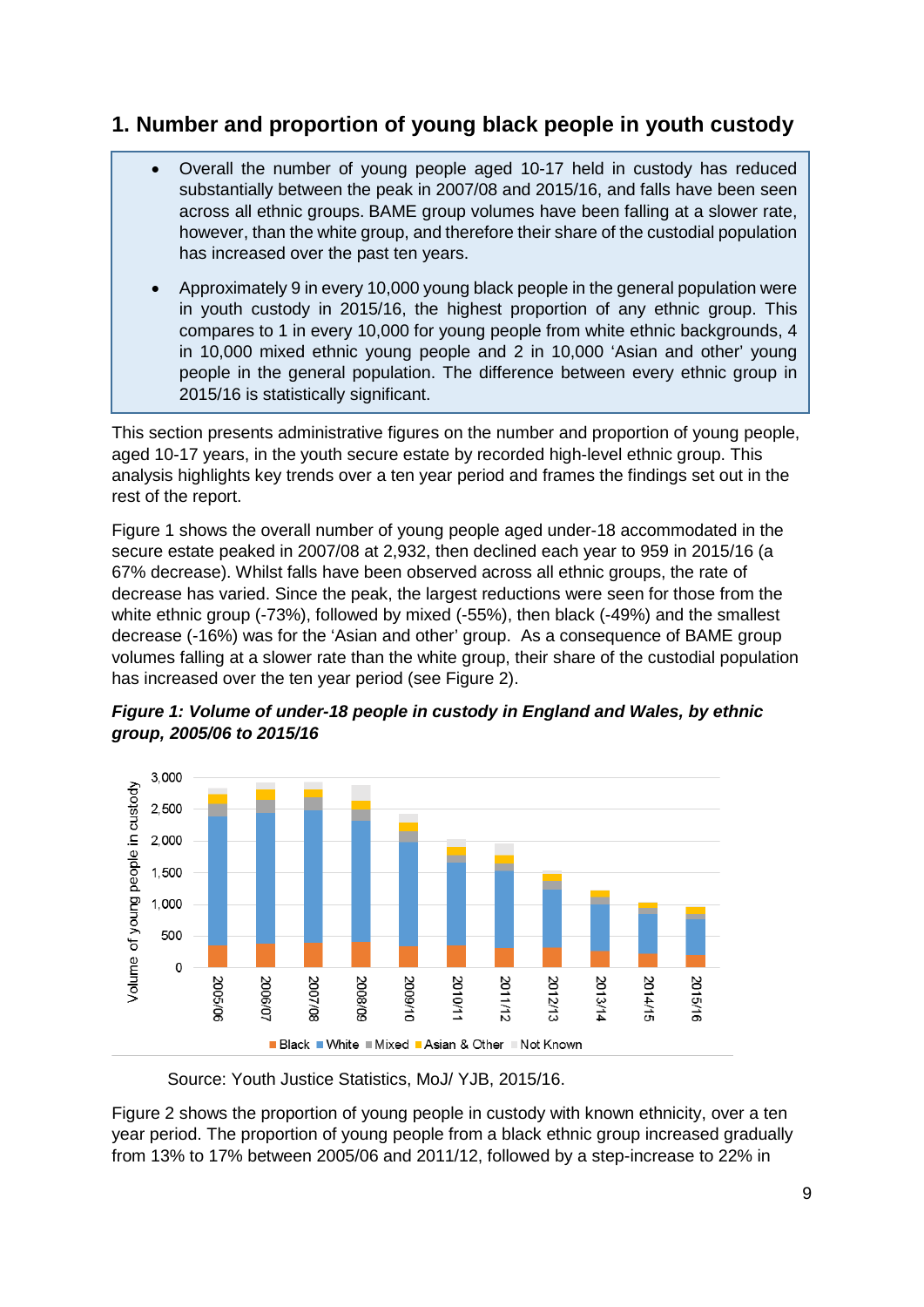## 1. Number and proportion of young black people in youth custody

- Overall the number of young people aged 10-17 held in custody has reduced substantially between the peak in 2007/08 and 2015/16, and falls have been seen across all ethnic groups. BAME group volumes have been falling at a slower rate, however, than the white group, and therefore their share of the custodial population has increased over the past ten years.
- Approximately 9 in every 10,000 young black people in the general population were in youth custody in 2015/16, the highest proportion of any ethnic group. This compares to 1 in every 10,000 for young people from white ethnic backgrounds, 4 in 10,000 mixed ethnic young people and 2 in 10,000 'Asian and other' young people in the general population. The difference between every ethnic group in 2015/16 is statistically significant.

This section presents administrative figures on the number and proportion of young people, aged 10-17 years, in the youth secure estate by recorded high-level ethnic group. This analysis highlights key trends over a ten year period and frames the findings set out in the rest of the report.

Figure 1 shows the overall number of young people aged under-18 accommodated in the secure estate peaked in 2007/08 at 2,932, then declined each year to 959 in 2015/16 (a 67% decrease). Whilst falls have been observed across all ethnic groups, the rate of decrease has varied. Since the peak, the largest reductions were seen for those from the white ethnic group (-73%), followed by mixed (-55%), then black (-49%) and the smallest decrease (-16%) was for the 'Asian and other' group. As a consequence of BAME group volumes falling at a slower rate than the white group, their share of the custodial population has increased over the ten year period (see Figure 2).

***Figure 1: Volume of under-18 people in custody in England and Wales, by ethnic group, 2005/06 to 2015/16***

Source: Youth Justice Statistics, MoJ/ YJB, 2015/16.

Figure 2 shows the proportion of young people in custody with known ethnicity, over a ten year period. The proportion of young people from a black ethnic group increased gradually from 13% to 17% between 2005/06 and 2011/12, followed by a step-increase to 22% in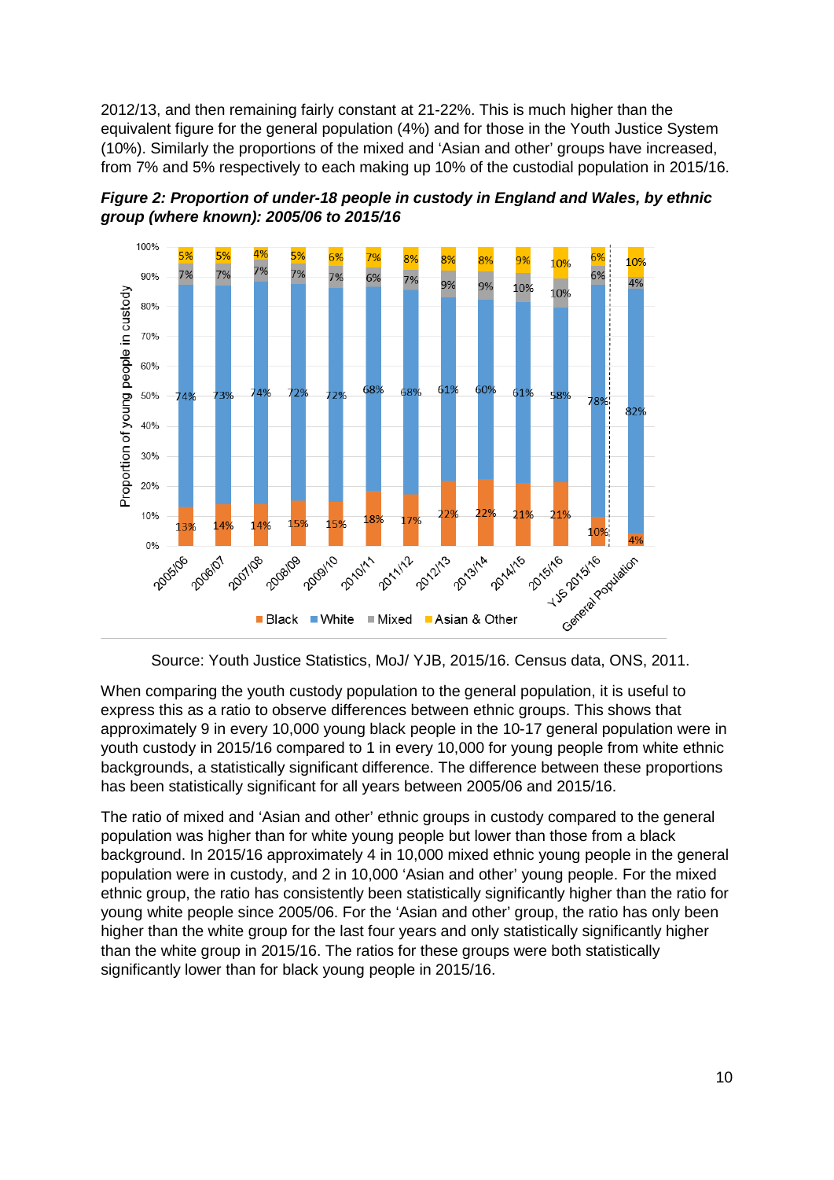2012/13, and then remaining fairly constant at 21-22%. This is much higher than the equivalent figure for the general population (4%) and for those in the Youth Justice System (10%). Similarly the proportions of the mixed and 'Asian and other' groups have increased, from 7% and 5% respectively to each making up 10% of the custodial population in 2015/16.

***Figure 2: Proportion of under-18 people in custody in England and Wales, by ethnic group (where known): 2005/06 to 2015/16***

| | Black | White | Mixed | Asian & Other |
|---|---|---|---|---|
| 2005/06 | 13% | 74% | 7% | 5% |
| 2006/07 | 14% | 73% | 7% | 5% |
| 2007/08 | 14% | 74% | 7% | 4% |
| 2008/09 | 15% | 72% | 7% | 5% |
| 2009/10 | 15% | 72% | 7% | 6% |
| 2010/11 | 18% | 68% | 6% | 7% |
| 2011/12 | 17% | 68% | 7% | 8% |
| 2012/13 | 22% | 61% | 9% | 8% |
| 2013/14 | 22% | 60% | 9% | 8% |
| 2014/15 | 21% | 61% | 10% | 9% |
| 2015/16 | 21% | 58% | 10% | 10% |
| YJS 2015/16 | 10% | 78% | 6% | 6% |
| General Population | 4% | 82% | 4% | 10% |

Source: Youth Justice Statistics, MoJ/ YJB, 2015/16. Census data, ONS, 2011.

When comparing the youth custody population to the general population, it is useful to express this as a ratio to observe differences between ethnic groups. This shows that approximately 9 in every 10,000 young black people in the 10-17 general population were in youth custody in 2015/16 compared to 1 in every 10,000 for young people from white ethnic backgrounds, a statistically significant difference. The difference between these proportions has been statistically significant for all years between 2005/06 and 2015/16.

The ratio of mixed and 'Asian and other' ethnic groups in custody compared to the general population was higher than for white young people but lower than those from a black background. In 2015/16 approximately 4 in 10,000 mixed ethnic young people in the general population were in custody, and 2 in 10,000 'Asian and other' young people. For the mixed ethnic group, the ratio has consistently been statistically significantly higher than the ratio for young white people since 2005/06. For the 'Asian and other' group, the ratio has only been higher than the white group for the last four years and only statistically significantly higher than the white group in 2015/16. The ratios for these groups were both statistically significantly lower than for black young people in 2015/16.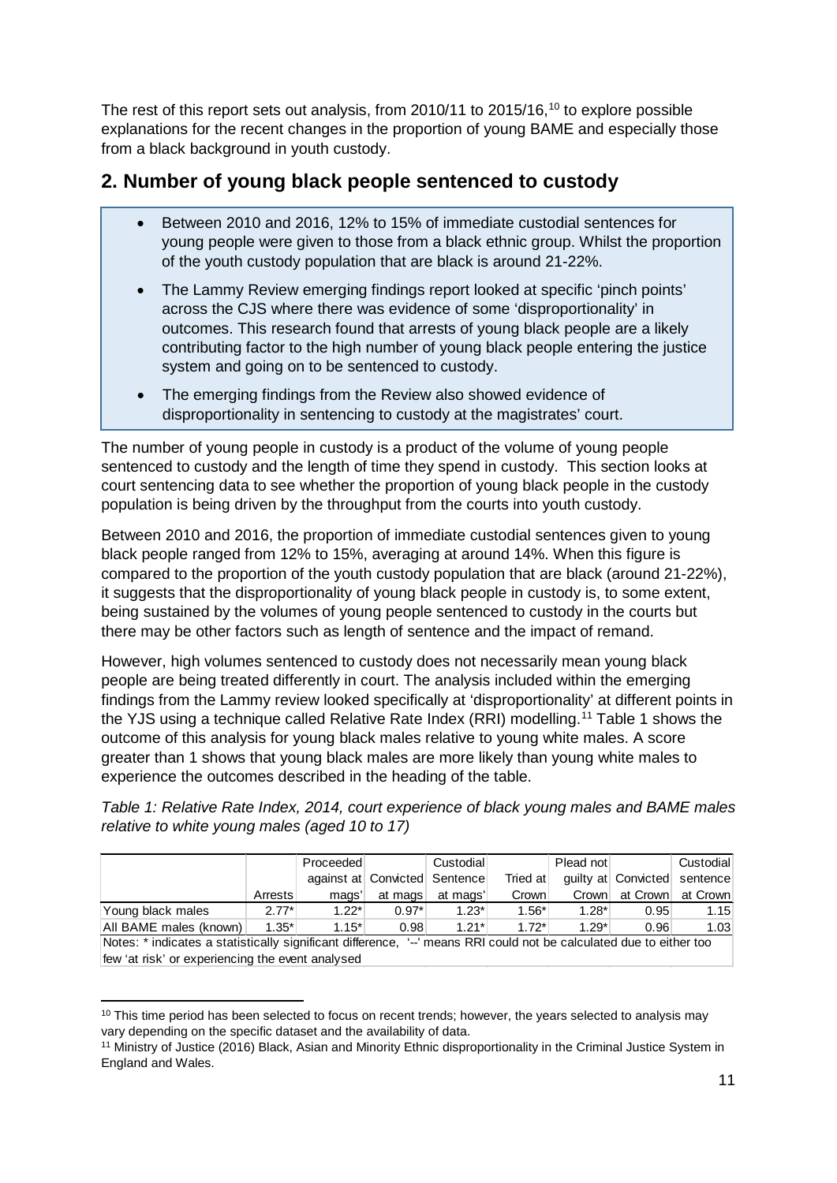The rest of this report sets out analysis, from 2010/11 to 2015/16,[10] to explore possible explanations for the recent changes in the proportion of young BAME and especially those from a black background in youth custody.

## 2. Number of young black people sentenced to custody

- Between 2010 and 2016, 12% to 15% of immediate custodial sentences for young people were given to those from a black ethnic group. Whilst the proportion of the youth custody population that are black is around 21-22%.
- The Lammy Review emerging findings report looked at specific 'pinch points' across the CJS where there was evidence of some 'disproportionality' in outcomes. This research found that arrests of young black people are a likely contributing factor to the high number of young black people entering the justice system and going on to be sentenced to custody.
- The emerging findings from the Review also showed evidence of disproportionality in sentencing to custody at the magistrates' court.

The number of young people in custody is a product of the volume of young people sentenced to custody and the length of time they spend in custody. This section looks at court sentencing data to see whether the proportion of young black people in the custody population is being driven by the throughput from the courts into youth custody.

Between 2010 and 2016, the proportion of immediate custodial sentences given to young black people ranged from 12% to 15%, averaging at around 14%. When this figure is compared to the proportion of the youth custody population that are black (around 21-22%), it suggests that the disproportionality of young black people in custody is, to some extent, being sustained by the volumes of young people sentenced to custody in the courts but there may be other factors such as length of sentence and the impact of remand.

However, high volumes sentenced to custody does not necessarily mean young black people are being treated differently in court. The analysis included within the emerging findings from the Lammy review looked specifically at 'disproportionality' at different points in the YJS using a technique called Relative Rate Index (RRI) modelling.[11] Table 1 shows the outcome of this analysis for young black males relative to young white males. A score greater than 1 shows that young black males are more likely than young white males to experience the outcomes described in the heading of the table.

*Table 1: Relative Rate Index, 2014, court experience of black young males and BAME males relative to white young males (aged 10 to 17)*

| | Arrests | Proceeded against at mags' | Convicted at mags | Custodial Sentence at mags' | Tried at Crown | Plead not guilty at Crown | Convicted at Crown | Custodial sentence at Crown |
|---|---|---|---|---|---|---|---|---|
| Young black males | 2.77* | 1.22* | 0.97* | 1.23* | 1.56* | 1.28* | 0.95 | 1.15 |
| All BAME males (known) | 1.35* | 1.15* | 0.98 | 1.21* | 1.72* | 1.29* | 0.96 | 1.03 |

Notes: * indicates a statistically significant difference, '--' means RRI could not be calculated due to either too few 'at risk' or experiencing the event analysed

[10] This time period has been selected to focus on recent trends; however, the years selected to analysis may vary depending on the specific dataset and the availability of data.

[11] Ministry of Justice (2016) Black, Asian and Minority Ethnic disproportionality in the Criminal Justice System in England and Wales.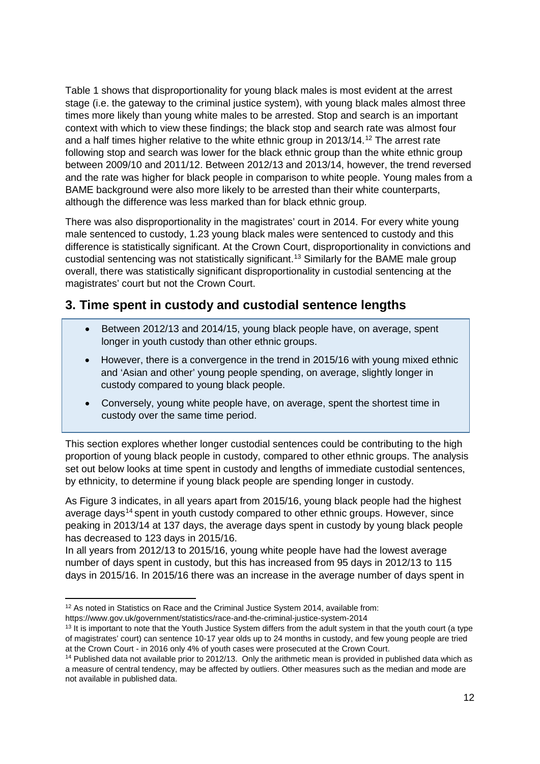Table 1 shows that disproportionality for young black males is most evident at the arrest stage (i.e. the gateway to the criminal justice system), with young black males almost three times more likely than young white males to be arrested. Stop and search is an important context with which to view these findings; the black stop and search rate was almost four and a half times higher relative to the white ethnic group in 2013/14.[12] The arrest rate following stop and search was lower for the black ethnic group than the white ethnic group between 2009/10 and 2011/12. Between 2012/13 and 2013/14, however, the trend reversed and the rate was higher for black people in comparison to white people. Young males from a BAME background were also more likely to be arrested than their white counterparts, although the difference was less marked than for black ethnic group.

There was also disproportionality in the magistrates' court in 2014. For every white young male sentenced to custody, 1.23 young black males were sentenced to custody and this difference is statistically significant. At the Crown Court, disproportionality in convictions and custodial sentencing was not statistically significant.[13] Similarly for the BAME male group overall, there was statistically significant disproportionality in custodial sentencing at the magistrates' court but not the Crown Court.

## 3. Time spent in custody and custodial sentence lengths

- Between 2012/13 and 2014/15, young black people have, on average, spent longer in youth custody than other ethnic groups.
- However, there is a convergence in the trend in 2015/16 with young mixed ethnic and 'Asian and other' young people spending, on average, slightly longer in custody compared to young black people.
- Conversely, young white people have, on average, spent the shortest time in custody over the same time period.

This section explores whether longer custodial sentences could be contributing to the high proportion of young black people in custody, compared to other ethnic groups. The analysis set out below looks at time spent in custody and lengths of immediate custodial sentences, by ethnicity, to determine if young black people are spending longer in custody.

As Figure 3 indicates, in all years apart from 2015/16, young black people had the highest average days[14] spent in youth custody compared to other ethnic groups. However, since peaking in 2013/14 at 137 days, the average days spent in custody by young black people has decreased to 123 days in 2015/16.
In all years from 2012/13 to 2015/16, young white people have had the lowest average number of days spent in custody, but this has increased from 95 days in 2012/13 to 115 days in 2015/16. In 2015/16 there was an increase in the average number of days spent in

---

[12] As noted in Statistics on Race and the Criminal Justice System 2014, available from: https://www.gov.uk/government/statistics/race-and-the-criminal-justice-system-2014

[13] It is important to note that the Youth Justice System differs from the adult system in that the youth court (a type of magistrates' court) can sentence 10-17 year olds up to 24 months in custody, and few young people are tried at the Crown Court - in 2016 only 4% of youth cases were prosecuted at the Crown Court.

[14] Published data not available prior to 2012/13. Only the arithmetic mean is provided in published data which as a measure of central tendency, may be affected by outliers. Other measures such as the median and mode are not available in published data.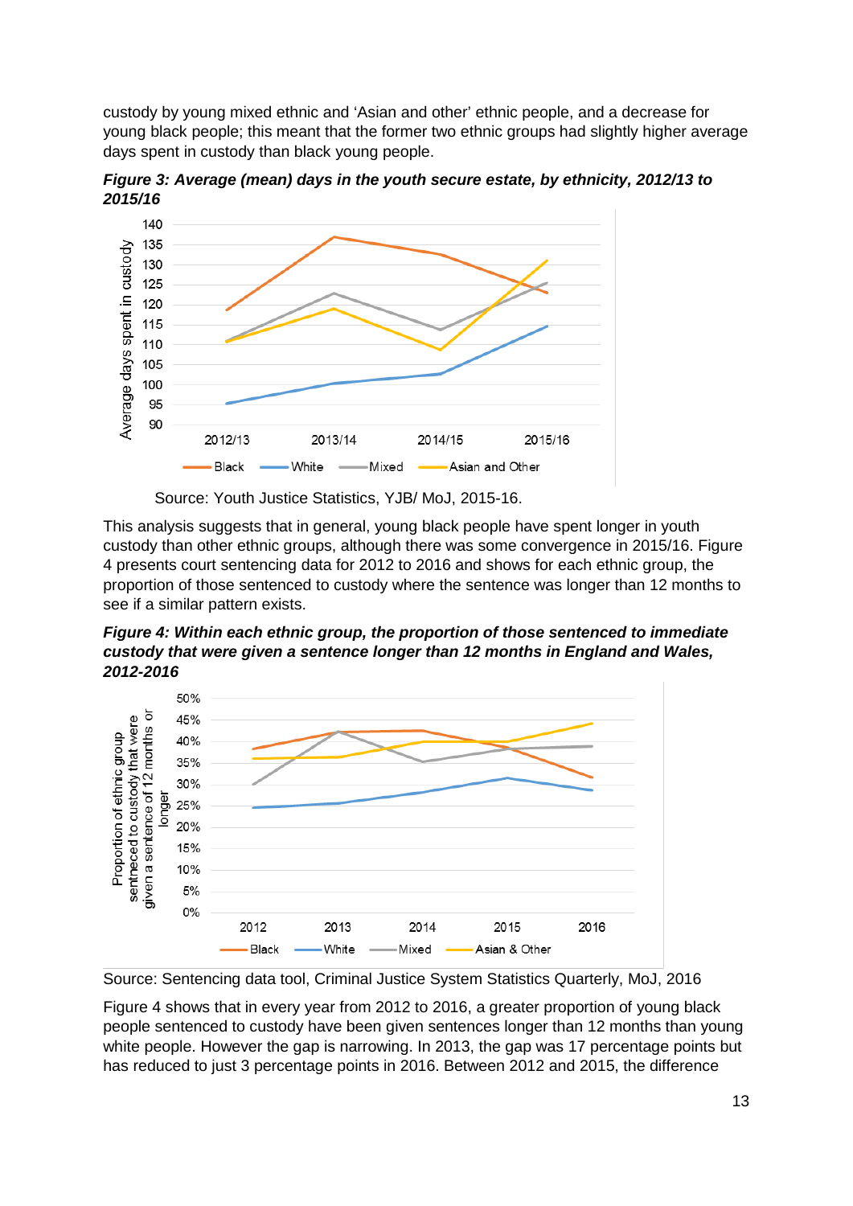custody by young mixed ethnic and 'Asian and other' ethnic people, and a decrease for young black people; this meant that the former two ethnic groups had slightly higher average days spent in custody than black young people.

***Figure 3: Average (mean) days in the youth secure estate, by ethnicity, 2012/13 to 2015/16***

Source: Youth Justice Statistics, YJB/ MoJ, 2015-16.

This analysis suggests that in general, young black people have spent longer in youth custody than other ethnic groups, although there was some convergence in 2015/16. Figure 4 presents court sentencing data for 2012 to 2016 and shows for each ethnic group, the proportion of those sentenced to custody where the sentence was longer than 12 months to see if a similar pattern exists.

***Figure 4: Within each ethnic group, the proportion of those sentenced to immediate custody that were given a sentence longer than 12 months in England and Wales, 2012-2016***

Source: Sentencing data tool, Criminal Justice System Statistics Quarterly, MoJ, 2016

Figure 4 shows that in every year from 2012 to 2016, a greater proportion of young black people sentenced to custody have been given sentences longer than 12 months than young white people. However the gap is narrowing. In 2013, the gap was 17 percentage points but has reduced to just 3 percentage points in 2016. Between 2012 and 2015, the difference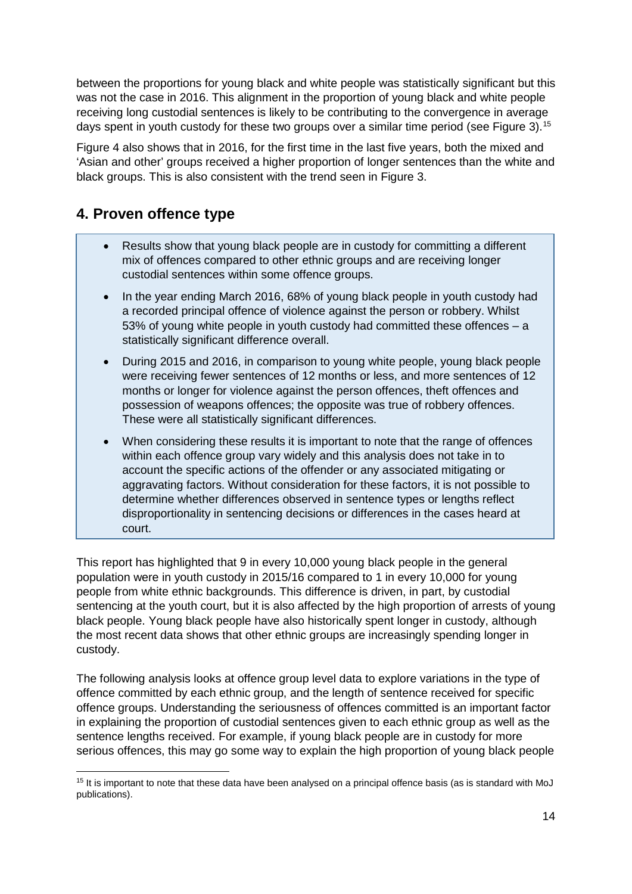between the proportions for young black and white people was statistically significant but this was not the case in 2016. This alignment in the proportion of young black and white people receiving long custodial sentences is likely to be contributing to the convergence in average days spent in youth custody for these two groups over a similar time period (see Figure 3).[15]

Figure 4 also shows that in 2016, for the first time in the last five years, both the mixed and 'Asian and other' groups received a higher proportion of longer sentences than the white and black groups. This is also consistent with the trend seen in Figure 3.

## 4. Proven offence type

- Results show that young black people are in custody for committing a different mix of offences compared to other ethnic groups and are receiving longer custodial sentences within some offence groups.
- In the year ending March 2016, 68% of young black people in youth custody had a recorded principal offence of violence against the person or robbery. Whilst 53% of young white people in youth custody had committed these offences – a statistically significant difference overall.
- During 2015 and 2016, in comparison to young white people, young black people were receiving fewer sentences of 12 months or less, and more sentences of 12 months or longer for violence against the person offences, theft offences and possession of weapons offences; the opposite was true of robbery offences. These were all statistically significant differences.
- When considering these results it is important to note that the range of offences within each offence group vary widely and this analysis does not take in to account the specific actions of the offender or any associated mitigating or aggravating factors. Without consideration for these factors, it is not possible to determine whether differences observed in sentence types or lengths reflect disproportionality in sentencing decisions or differences in the cases heard at court.

This report has highlighted that 9 in every 10,000 young black people in the general population were in youth custody in 2015/16 compared to 1 in every 10,000 for young people from white ethnic backgrounds. This difference is driven, in part, by custodial sentencing at the youth court, but it is also affected by the high proportion of arrests of young black people. Young black people have also historically spent longer in custody, although the most recent data shows that other ethnic groups are increasingly spending longer in custody.

The following analysis looks at offence group level data to explore variations in the type of offence committed by each ethnic group, and the length of sentence received for specific offence groups. Understanding the seriousness of offences committed is an important factor in explaining the proportion of custodial sentences given to each ethnic group as well as the sentence lengths received. For example, if young black people are in custody for more serious offences, this may go some way to explain the high proportion of young black people

[15] It is important to note that these data have been analysed on a principal offence basis (as is standard with MoJ publications).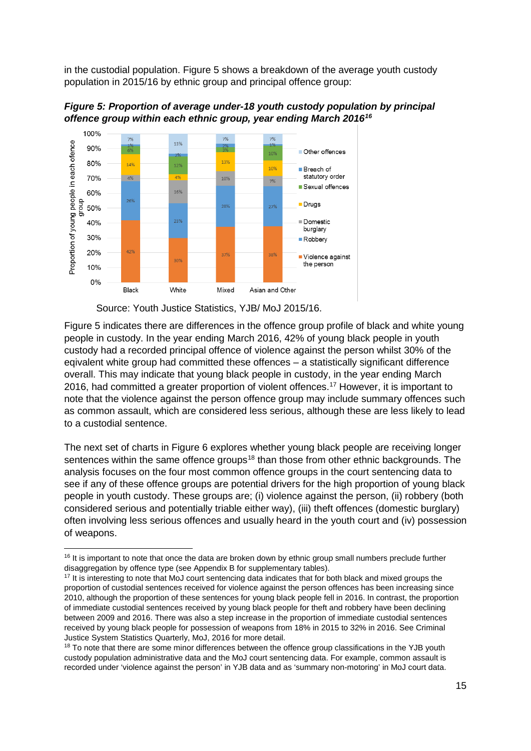in the custodial population. Figure 5 shows a breakdown of the average youth custody population in 2015/16 by ethnic group and principal offence group:

***Figure 5: Proportion of average under-18 youth custody population by principal offence group within each ethnic group, year ending March 2016[16]***

Source: Youth Justice Statistics, YJB/ MoJ 2015/16.

Figure 5 indicates there are differences in the offence group profile of black and white young people in custody. In the year ending March 2016, 42% of young black people in youth custody had a recorded principal offence of violence against the person whilst 30% of the eqivalent white group had committed these offences – a statistically significant difference overall. This may indicate that young black people in custody, in the year ending March 2016, had committed a greater proportion of violent offences.[17] However, it is important to note that the violence against the person offence group may include summary offences such as common assault, which are considered less serious, although these are less likely to lead to a custodial sentence.

The next set of charts in Figure 6 explores whether young black people are receiving longer sentences within the same offence groups[18] than those from other ethnic backgrounds. The analysis focuses on the four most common offence groups in the court sentencing data to see if any of these offence groups are potential drivers for the high proportion of young black people in youth custody. These groups are; (i) violence against the person, (ii) robbery (both considered serious and potentially triable either way), (iii) theft offences (domestic burglary) often involving less serious offences and usually heard in the youth court and (iv) possession of weapons.

[16] It is important to note that once the data are broken down by ethnic group small numbers preclude further disaggregation by offence type (see Appendix B for supplementary tables).

[17] It is interesting to note that MoJ court sentencing data indicates that for both black and mixed groups the proportion of custodial sentences received for violence against the person offences has been increasing since 2010, although the proportion of these sentences for young black people fell in 2016. In contrast, the proportion of immediate custodial sentences received by young black people for theft and robbery have been declining between 2009 and 2016. There was also a step increase in the proportion of immediate custodial sentences received by young black people for possession of weapons from 18% in 2015 to 32% in 2016. See Criminal Justice System Statistics Quarterly, MoJ, 2016 for more detail.

[18] To note that there are some minor differences between the offence group classifications in the YJB youth custody population administrative data and the MoJ court sentencing data. For example, common assault is recorded under 'violence against the person' in YJB data and as 'summary non-motoring' in MoJ court data.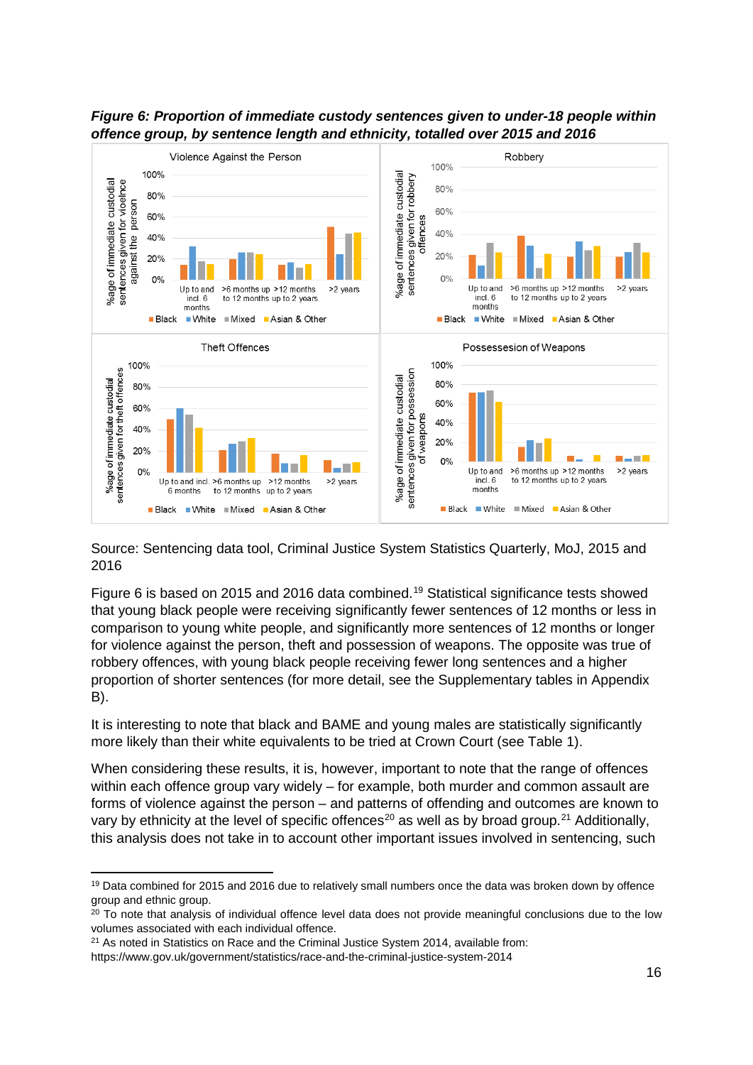***Figure 6: Proportion of immediate custody sentences given to under-18 people within offence group, by sentence length and ethnicity, totalled over 2015 and 2016***

Source: Sentencing data tool, Criminal Justice System Statistics Quarterly, MoJ, 2015 and 2016

Figure 6 is based on 2015 and 2016 data combined.[19] Statistical significance tests showed that young black people were receiving significantly fewer sentences of 12 months or less in comparison to young white people, and significantly more sentences of 12 months or longer for violence against the person, theft and possession of weapons. The opposite was true of robbery offences, with young black people receiving fewer long sentences and a higher proportion of shorter sentences (for more detail, see the Supplementary tables in Appendix B).

It is interesting to note that black and BAME and young males are statistically significantly more likely than their white equivalents to be tried at Crown Court (see Table 1).

When considering these results, it is, however, important to note that the range of offences within each offence group vary widely – for example, both murder and common assault are forms of violence against the person – and patterns of offending and outcomes are known to vary by ethnicity at the level of specific offences[20] as well as by broad group.[21] Additionally, this analysis does not take in to account other important issues involved in sentencing, such

---

[19] Data combined for 2015 and 2016 due to relatively small numbers once the data was broken down by offence group and ethnic group.

[20] To note that analysis of individual offence level data does not provide meaningful conclusions due to the low volumes associated with each individual offence.

[21] As noted in Statistics on Race and the Criminal Justice System 2014, available from: https://www.gov.uk/government/statistics/race-and-the-criminal-justice-system-2014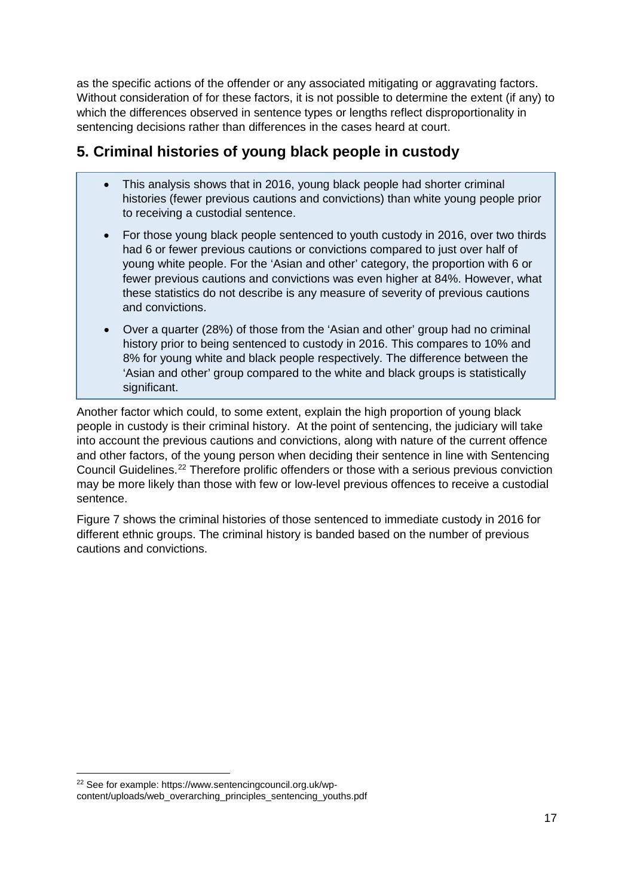as the specific actions of the offender or any associated mitigating or aggravating factors. Without consideration of for these factors, it is not possible to determine the extent (if any) to which the differences observed in sentence types or lengths reflect disproportionality in sentencing decisions rather than differences in the cases heard at court.

## 5. Criminal histories of young black people in custody

- This analysis shows that in 2016, young black people had shorter criminal histories (fewer previous cautions and convictions) than white young people prior to receiving a custodial sentence.
- For those young black people sentenced to youth custody in 2016, over two thirds had 6 or fewer previous cautions or convictions compared to just over half of young white people. For the 'Asian and other' category, the proportion with 6 or fewer previous cautions and convictions was even higher at 84%. However, what these statistics do not describe is any measure of severity of previous cautions and convictions.
- Over a quarter (28%) of those from the 'Asian and other' group had no criminal history prior to being sentenced to custody in 2016. This compares to 10% and 8% for young white and black people respectively. The difference between the 'Asian and other' group compared to the white and black groups is statistically significant.

Another factor which could, to some extent, explain the high proportion of young black people in custody is their criminal history. At the point of sentencing, the judiciary will take into account the previous cautions and convictions, along with nature of the current offence and other factors, of the young person when deciding their sentence in line with Sentencing Council Guidelines.[22] Therefore prolific offenders or those with a serious previous conviction may be more likely than those with few or low-level previous offences to receive a custodial sentence.

Figure 7 shows the criminal histories of those sentenced to immediate custody in 2016 for different ethnic groups. The criminal history is banded based on the number of previous cautions and convictions.

[22] See for example: https://www.sentencingcouncil.org.uk/wp-content/uploads/web_overarching_principles_sentencing_youths.pdf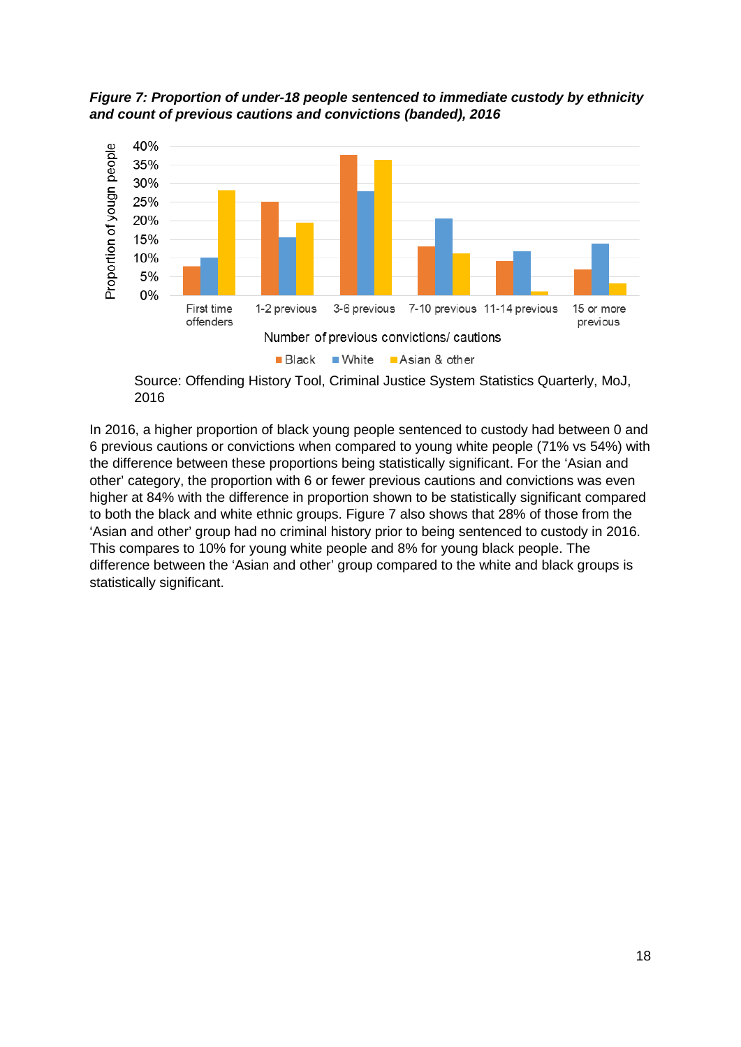***Figure 7: Proportion of under-18 people sentenced to immediate custody by ethnicity and count of previous cautions and convictions (banded), 2016***

Source: Offending History Tool, Criminal Justice System Statistics Quarterly, MoJ, 2016

In 2016, a higher proportion of black young people sentenced to custody had between 0 and 6 previous cautions or convictions when compared to young white people (71% vs 54%) with the difference between these proportions being statistically significant. For the 'Asian and other' category, the proportion with 6 or fewer previous cautions and convictions was even higher at 84% with the difference in proportion shown to be statistically significant compared to both the black and white ethnic groups. Figure 7 also shows that 28% of those from the 'Asian and other' group had no criminal history prior to being sentenced to custody in 2016. This compares to 10% for young white people and 8% for young black people. The difference between the 'Asian and other' group compared to the white and black groups is statistically significant.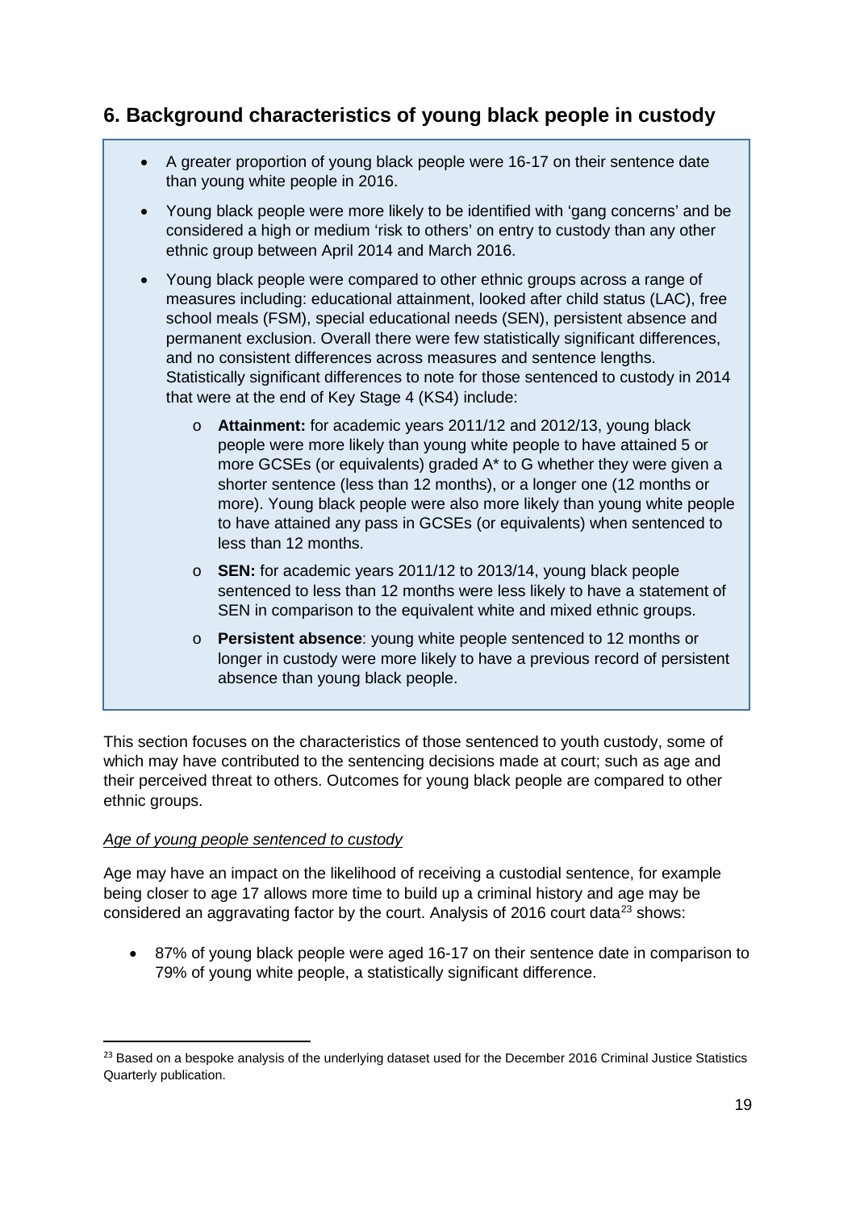## 6. Background characteristics of young black people in custody

- A greater proportion of young black people were 16-17 on their sentence date than young white people in 2016.
- Young black people were more likely to be identified with 'gang concerns' and be considered a high or medium 'risk to others' on entry to custody than any other ethnic group between April 2014 and March 2016.
- Young black people were compared to other ethnic groups across a range of measures including: educational attainment, looked after child status (LAC), free school meals (FSM), special educational needs (SEN), persistent absence and permanent exclusion. Overall there were few statistically significant differences, and no consistent differences across measures and sentence lengths. Statistically significant differences to note for those sentenced to custody in 2014 that were at the end of Key Stage 4 (KS4) include:
    - **Attainment:** for academic years 2011/12 and 2012/13, young black people were more likely than young white people to have attained 5 or more GCSEs (or equivalents) graded A* to G whether they were given a shorter sentence (less than 12 months), or a longer one (12 months or more). Young black people were also more likely than young white people to have attained any pass in GCSEs (or equivalents) when sentenced to less than 12 months.
    - **SEN:** for academic years 2011/12 to 2013/14, young black people sentenced to less than 12 months were less likely to have a statement of SEN in comparison to the equivalent white and mixed ethnic groups.
    - **Persistent absence**: young white people sentenced to 12 months or longer in custody were more likely to have a previous record of persistent absence than young black people.

This section focuses on the characteristics of those sentenced to youth custody, some of which may have contributed to the sentencing decisions made at court; such as age and their perceived threat to others. Outcomes for young black people are compared to other ethnic groups.

*Age of young people sentenced to custody*

Age may have an impact on the likelihood of receiving a custodial sentence, for example being closer to age 17 allows more time to build up a criminal history and age may be considered an aggravating factor by the court. Analysis of 2016 court data[23] shows:

- 87% of young black people were aged 16-17 on their sentence date in comparison to 79% of young white people, a statistically significant difference.

[23] Based on a bespoke analysis of the underlying dataset used for the December 2016 Criminal Justice Statistics Quarterly publication.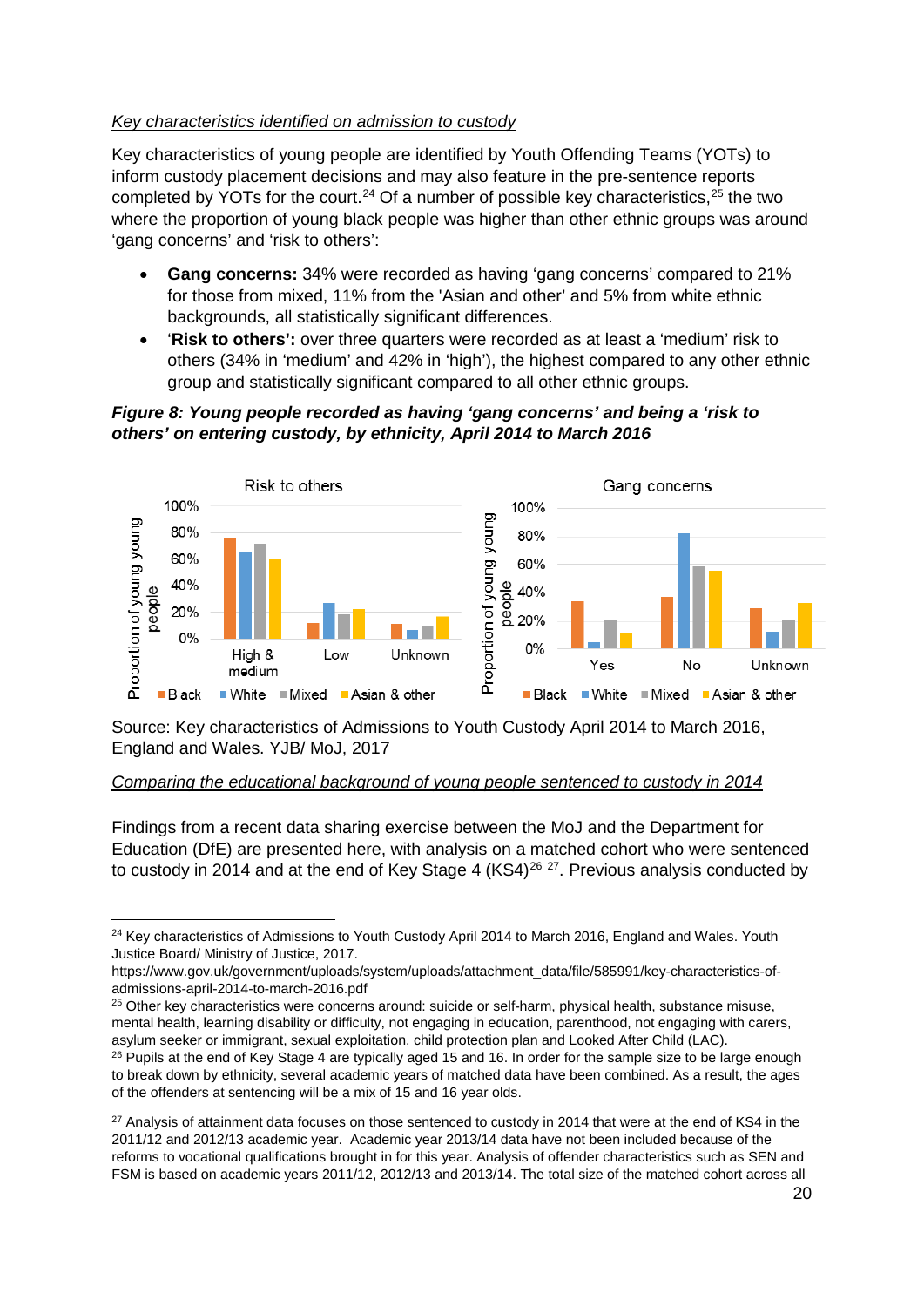*Key characteristics identified on admission to custody*

Key characteristics of young people are identified by Youth Offending Teams (YOTs) to inform custody placement decisions and may also feature in the pre-sentence reports completed by YOTs for the court.[24] Of a number of possible key characteristics,[25] the two where the proportion of young black people was higher than other ethnic groups was around 'gang concerns' and 'risk to others':

- **Gang concerns:** 34% were recorded as having 'gang concerns' compared to 21% for those from mixed, 11% from the 'Asian and other' and 5% from white ethnic backgrounds, all statistically significant differences.
- '**Risk to others':** over three quarters were recorded as at least a 'medium' risk to others (34% in 'medium' and 42% in 'high'), the highest compared to any other ethnic group and statistically significant compared to all other ethnic groups.

***Figure 8: Young people recorded as having 'gang concerns' and being a 'risk to others' on entering custody, by ethnicity, April 2014 to March 2016***

Source: Key characteristics of Admissions to Youth Custody April 2014 to March 2016, England and Wales. YJB/ MoJ, 2017

*Comparing the educational background of young people sentenced to custody in 2014*

Findings from a recent data sharing exercise between the MoJ and the Department for Education (DfE) are presented here, with analysis on a matched cohort who were sentenced to custody in 2014 and at the end of Key Stage 4 (KS4)[26] [27]. Previous analysis conducted by

---

[24] Key characteristics of Admissions to Youth Custody April 2014 to March 2016, England and Wales. Youth Justice Board/ Ministry of Justice, 2017. https://www.gov.uk/government/uploads/system/uploads/attachment_data/file/585991/key-characteristics-of-admissions-april-2014-to-march-2016.pdf

[25] Other key characteristics were concerns around: suicide or self-harm, physical health, substance misuse, mental health, learning disability or difficulty, not engaging in education, parenthood, not engaging with carers, asylum seeker or immigrant, sexual exploitation, child protection plan and Looked After Child (LAC).

[26] Pupils at the end of Key Stage 4 are typically aged 15 and 16. In order for the sample size to be large enough to break down by ethnicity, several academic years of matched data have been combined. As a result, the ages of the offenders at sentencing will be a mix of 15 and 16 year olds.

[27] Analysis of attainment data focuses on those sentenced to custody in 2014 that were at the end of KS4 in the 2011/12 and 2012/13 academic year. Academic year 2013/14 data have not been included because of the reforms to vocational qualifications brought in for this year. Analysis of offender characteristics such as SEN and FSM is based on academic years 2011/12, 2012/13 and 2013/14. The total size of the matched cohort across all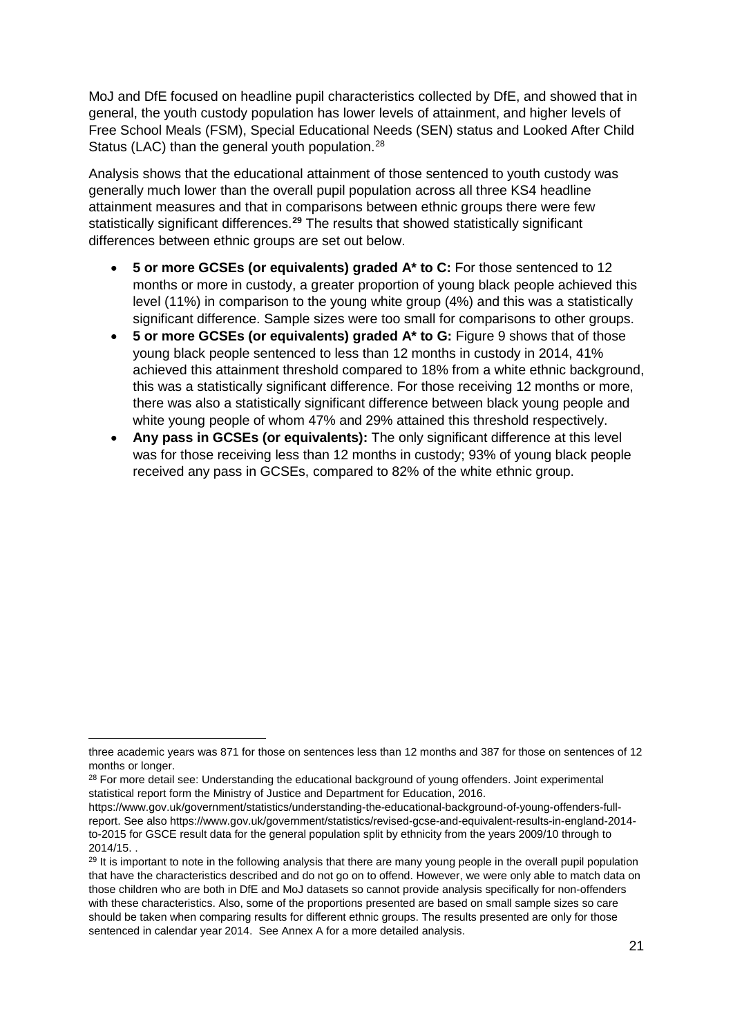MoJ and DfE focused on headline pupil characteristics collected by DfE, and showed that in general, the youth custody population has lower levels of attainment, and higher levels of Free School Meals (FSM), Special Educational Needs (SEN) status and Looked After Child Status (LAC) than the general youth population.[28]

Analysis shows that the educational attainment of those sentenced to youth custody was generally much lower than the overall pupil population across all three KS4 headline attainment measures and that in comparisons between ethnic groups there were few statistically significant differences.[29] The results that showed statistically significant differences between ethnic groups are set out below.

- **5 or more GCSEs (or equivalents) graded A* to C:** For those sentenced to 12 months or more in custody, a greater proportion of young black people achieved this level (11%) in comparison to the young white group (4%) and this was a statistically significant difference. Sample sizes were too small for comparisons to other groups.
- **5 or more GCSEs (or equivalents) graded A* to G:** Figure 9 shows that of those young black people sentenced to less than 12 months in custody in 2014, 41% achieved this attainment threshold compared to 18% from a white ethnic background, this was a statistically significant difference. For those receiving 12 months or more, there was also a statistically significant difference between black young people and white young people of whom 47% and 29% attained this threshold respectively.
- **Any pass in GCSEs (or equivalents):** The only significant difference at this level was for those receiving less than 12 months in custody; 93% of young black people received any pass in GCSEs, compared to 82% of the white ethnic group.

three academic years was 871 for those on sentences less than 12 months and 387 for those on sentences of 12 months or longer.

[28] For more detail see: Understanding the educational background of young offenders. Joint experimental statistical report form the Ministry of Justice and Department for Education, 2016. https://www.gov.uk/government/statistics/understanding-the-educational-background-of-young-offenders-full-report. See also https://www.gov.uk/government/statistics/revised-gcse-and-equivalent-results-in-england-2014-to-2015 for GSCE result data for the general population split by ethnicity from the years 2009/10 through to 2014/15. .

[29] It is important to note in the following analysis that there are many young people in the overall pupil population that have the characteristics described and do not go on to offend. However, we were only able to match data on those children who are both in DfE and MoJ datasets so cannot provide analysis specifically for non-offenders with these characteristics. Also, some of the proportions presented are based on small sample sizes so care should be taken when comparing results for different ethnic groups. The results presented are only for those sentenced in calendar year 2014. See Annex A for a more detailed analysis.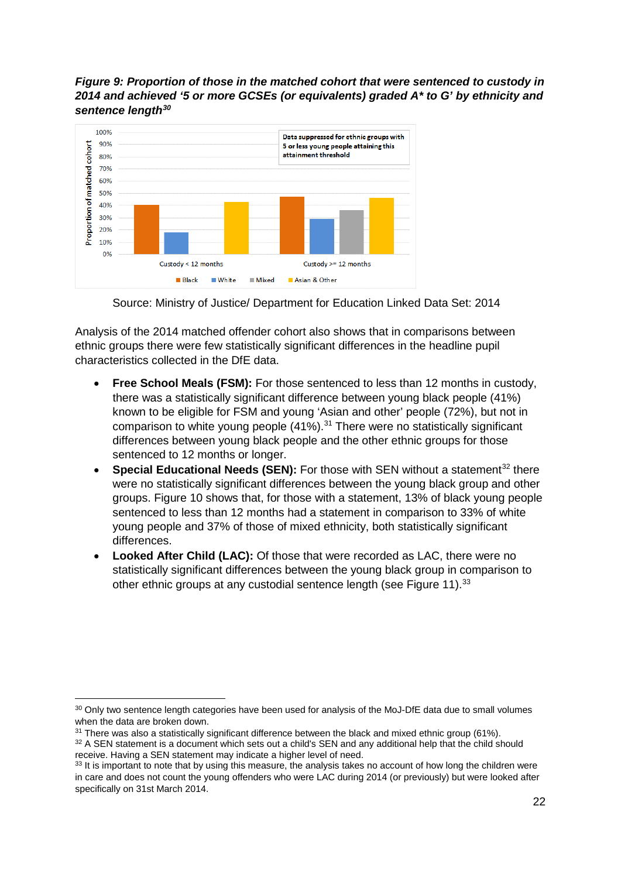***Figure 9: Proportion of those in the matched cohort that were sentenced to custody in 2014 and achieved '5 or more GCSEs (or equivalents) graded A* to G' by ethnicity and sentence length[30]***

Data suppressed for ethnic groups with 5 or less young people attaining this attainment threshold

Source: Ministry of Justice/ Department for Education Linked Data Set: 2014

Analysis of the 2014 matched offender cohort also shows that in comparisons between ethnic groups there were few statistically significant differences in the headline pupil characteristics collected in the DfE data.

- **Free School Meals (FSM):** For those sentenced to less than 12 months in custody, there was a statistically significant difference between young black people (41%) known to be eligible for FSM and young 'Asian and other' people (72%), but not in comparison to white young people (41%).[31] There were no statistically significant differences between young black people and the other ethnic groups for those sentenced to 12 months or longer.
- **Special Educational Needs (SEN):** For those with SEN without a statement[32] there were no statistically significant differences between the young black group and other groups. Figure 10 shows that, for those with a statement, 13% of black young people sentenced to less than 12 months had a statement in comparison to 33% of white young people and 37% of those of mixed ethnicity, both statistically significant differences.
- **Looked After Child (LAC):** Of those that were recorded as LAC, there were no statistically significant differences between the young black group in comparison to other ethnic groups at any custodial sentence length (see Figure 11).[33]

---

[30] Only two sentence length categories have been used for analysis of the MoJ-DfE data due to small volumes when the data are broken down.

[31] There was also a statistically significant difference between the black and mixed ethnic group (61%).

[32] A SEN statement is a document which sets out a child's SEN and any additional help that the child should receive. Having a SEN statement may indicate a higher level of need.

[33] It is important to note that by using this measure, the analysis takes no account of how long the children were in care and does not count the young offenders who were LAC during 2014 (or previously) but were looked after specifically on 31st March 2014.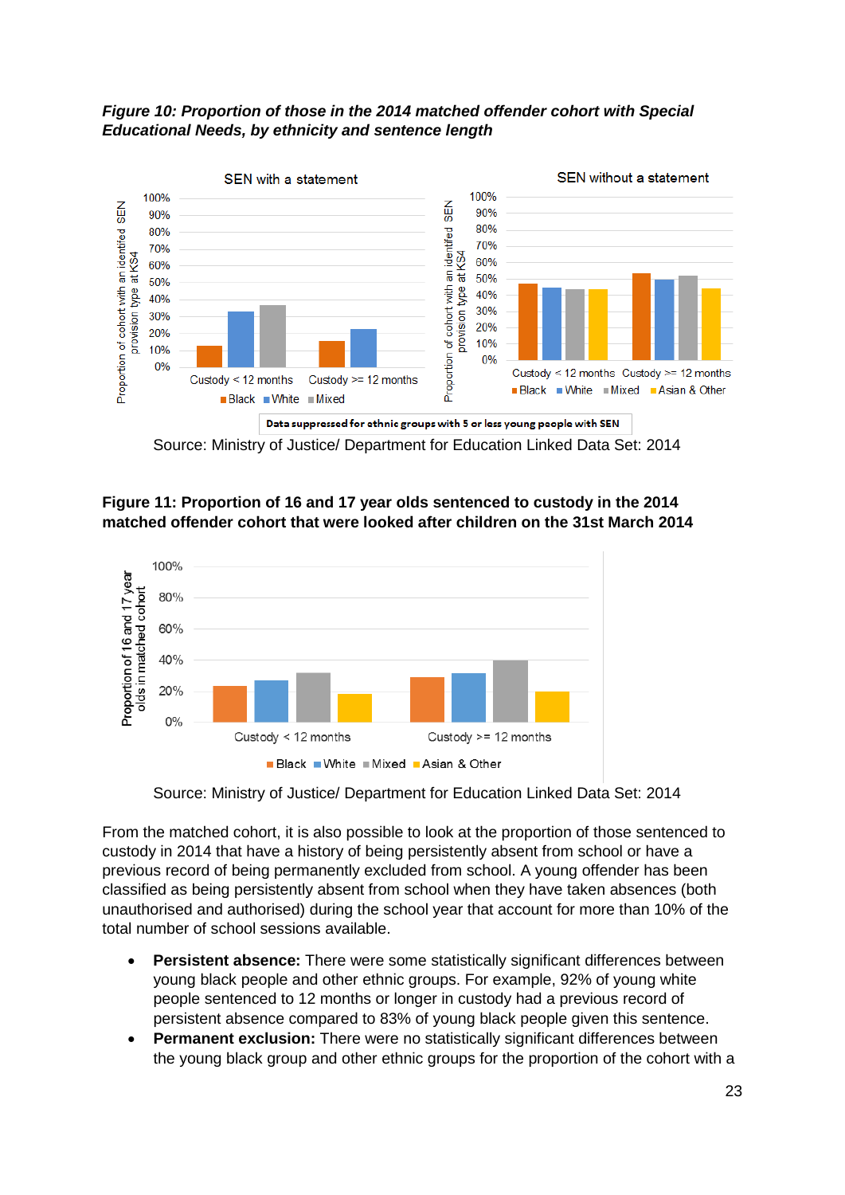***Figure 10: Proportion of those in the 2014 matched offender cohort with Special Educational Needs, by ethnicity and sentence length***

Data suppressed for ethnic groups with 5 or less young people with SEN

Source: Ministry of Justice/ Department for Education Linked Data Set: 2014

**Figure 11: Proportion of 16 and 17 year olds sentenced to custody in the 2014 matched offender cohort that were looked after children on the 31st March 2014**

Source: Ministry of Justice/ Department for Education Linked Data Set: 2014

From the matched cohort, it is also possible to look at the proportion of those sentenced to custody in 2014 that have a history of being persistently absent from school or have a previous record of being permanently excluded from school. A young offender has been classified as being persistently absent from school when they have taken absences (both unauthorised and authorised) during the school year that account for more than 10% of the total number of school sessions available.

- **Persistent absence:** There were some statistically significant differences between young black people and other ethnic groups. For example, 92% of young white people sentenced to 12 months or longer in custody had a previous record of persistent absence compared to 83% of young black people given this sentence.
- **Permanent exclusion:** There were no statistically significant differences between the young black group and other ethnic groups for the proportion of the cohort with a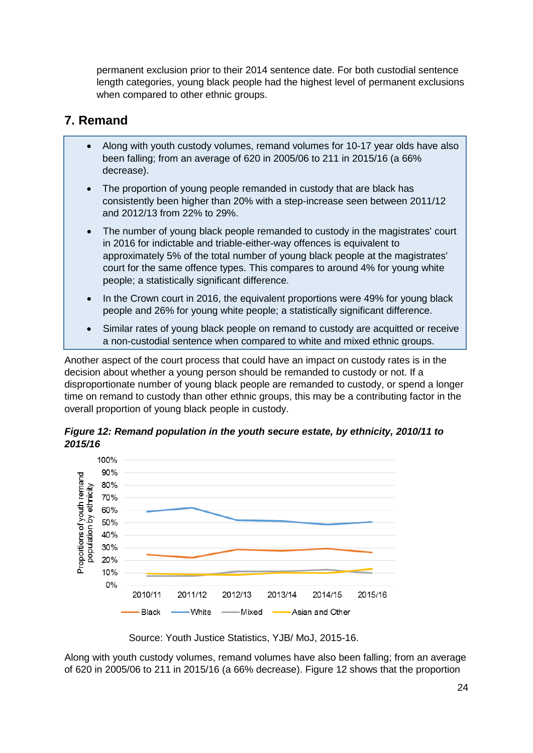permanent exclusion prior to their 2014 sentence date. For both custodial sentence length categories, young black people had the highest level of permanent exclusions when compared to other ethnic groups.

## 7. Remand

- Along with youth custody volumes, remand volumes for 10-17 year olds have also been falling; from an average of 620 in 2005/06 to 211 in 2015/16 (a 66% decrease).
- The proportion of young people remanded in custody that are black has consistently been higher than 20% with a step-increase seen between 2011/12 and 2012/13 from 22% to 29%.
- The number of young black people remanded to custody in the magistrates' court in 2016 for indictable and triable-either-way offences is equivalent to approximately 5% of the total number of young black people at the magistrates' court for the same offence types. This compares to around 4% for young white people; a statistically significant difference.
- In the Crown court in 2016, the equivalent proportions were 49% for young black people and 26% for young white people; a statistically significant difference.
- Similar rates of young black people on remand to custody are acquitted or receive a non-custodial sentence when compared to white and mixed ethnic groups.

Another aspect of the court process that could have an impact on custody rates is in the decision about whether a young person should be remanded to custody or not. If a disproportionate number of young black people are remanded to custody, or spend a longer time on remand to custody than other ethnic groups, this may be a contributing factor in the overall proportion of young black people in custody.

***Figure 12: Remand population in the youth secure estate, by ethnicity, 2010/11 to 2015/16***

Source: Youth Justice Statistics, YJB/ MoJ, 2015-16.

Along with youth custody volumes, remand volumes have also been falling; from an average of 620 in 2005/06 to 211 in 2015/16 (a 66% decrease). Figure 12 shows that the proportion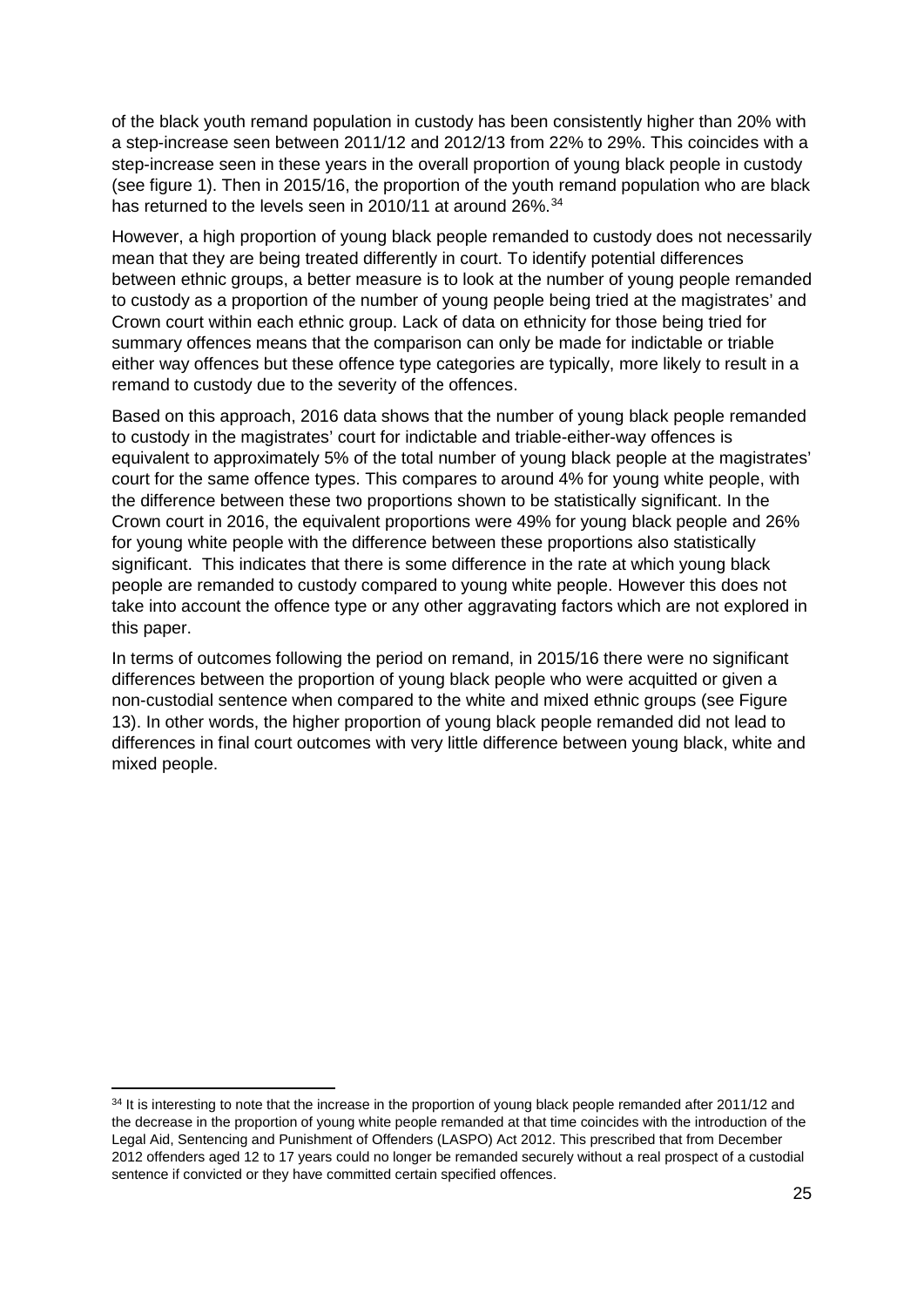of the black youth remand population in custody has been consistently higher than 20% with a step-increase seen between 2011/12 and 2012/13 from 22% to 29%. This coincides with a step-increase seen in these years in the overall proportion of young black people in custody (see figure 1). Then in 2015/16, the proportion of the youth remand population who are black has returned to the levels seen in 2010/11 at around 26%.[34]

However, a high proportion of young black people remanded to custody does not necessarily mean that they are being treated differently in court. To identify potential differences between ethnic groups, a better measure is to look at the number of young people remanded to custody as a proportion of the number of young people being tried at the magistrates' and Crown court within each ethnic group. Lack of data on ethnicity for those being tried for summary offences means that the comparison can only be made for indictable or triable either way offences but these offence type categories are typically, more likely to result in a remand to custody due to the severity of the offences.

Based on this approach, 2016 data shows that the number of young black people remanded to custody in the magistrates' court for indictable and triable-either-way offences is equivalent to approximately 5% of the total number of young black people at the magistrates' court for the same offence types. This compares to around 4% for young white people, with the difference between these two proportions shown to be statistically significant. In the Crown court in 2016, the equivalent proportions were 49% for young black people and 26% for young white people with the difference between these proportions also statistically significant. This indicates that there is some difference in the rate at which young black people are remanded to custody compared to young white people. However this does not take into account the offence type or any other aggravating factors which are not explored in this paper.

In terms of outcomes following the period on remand, in 2015/16 there were no significant differences between the proportion of young black people who were acquitted or given a non-custodial sentence when compared to the white and mixed ethnic groups (see Figure 13). In other words, the higher proportion of young black people remanded did not lead to differences in final court outcomes with very little difference between young black, white and mixed people.

---

[34] It is interesting to note that the increase in the proportion of young black people remanded after 2011/12 and the decrease in the proportion of young white people remanded at that time coincides with the introduction of the Legal Aid, Sentencing and Punishment of Offenders (LASPO) Act 2012. This prescribed that from December 2012 offenders aged 12 to 17 years could no longer be remanded securely without a real prospect of a custodial sentence if convicted or they have committed certain specified offences.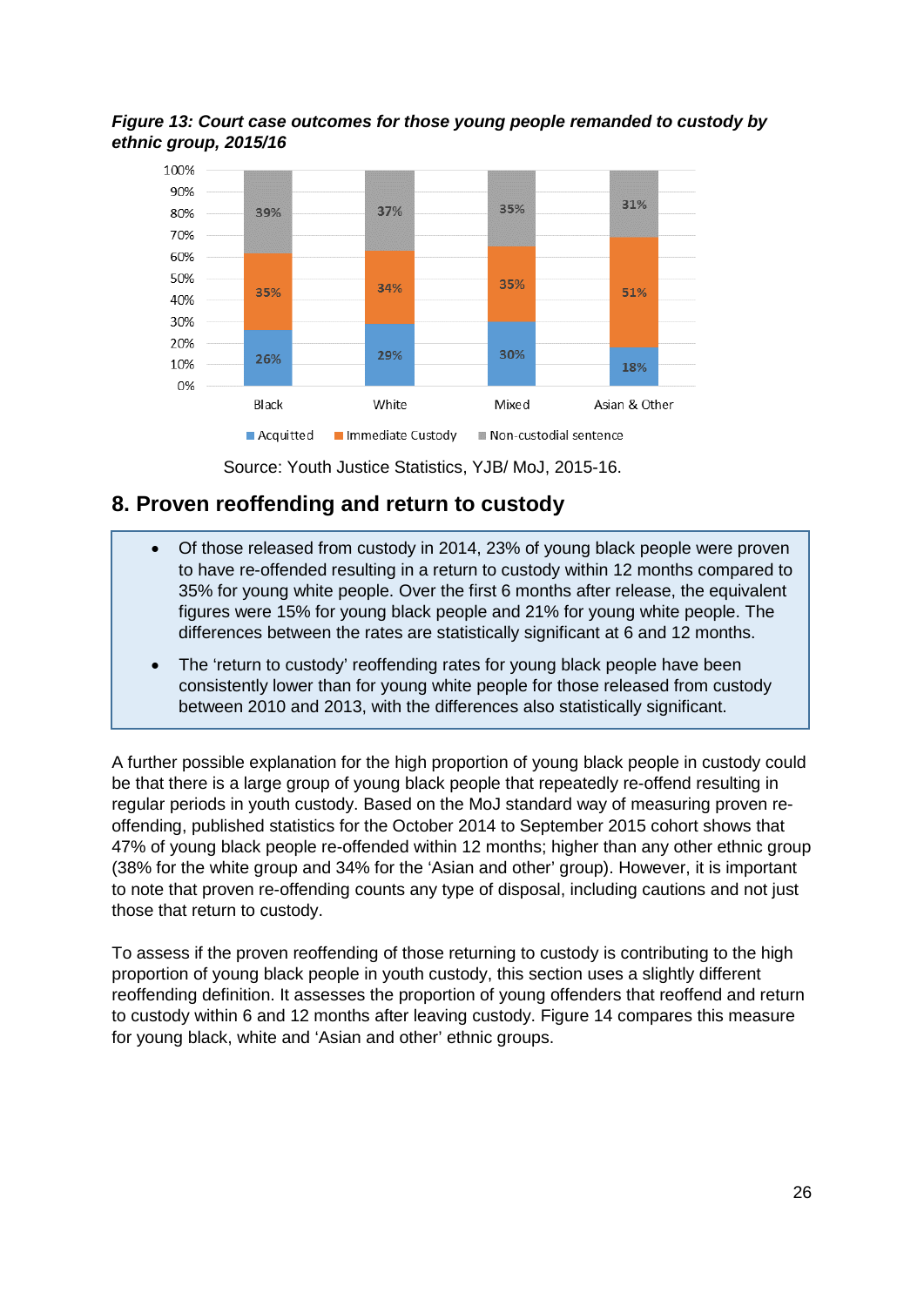***Figure 13: Court case outcomes for those young people remanded to custody by ethnic group, 2015/16***

| | Black | White | Mixed | Asian & Other |
|---|---|---|---|---|
| Acquitted | 26% | 29% | 30% | 18% |
| Immediate Custody | 35% | 34% | 35% | 51% |
| Non-custodial sentence | 39% | 37% | 35% | 31% |

Source: Youth Justice Statistics, YJB/ MoJ, 2015-16.

## 8. Proven reoffending and return to custody

- Of those released from custody in 2014, 23% of young black people were proven to have re-offended resulting in a return to custody within 12 months compared to 35% for young white people. Over the first 6 months after release, the equivalent figures were 15% for young black people and 21% for young white people. The differences between the rates are statistically significant at 6 and 12 months.
- The 'return to custody' reoffending rates for young black people have been consistently lower than for young white people for those released from custody between 2010 and 2013, with the differences also statistically significant.

A further possible explanation for the high proportion of young black people in custody could be that there is a large group of young black people that repeatedly re-offend resulting in regular periods in youth custody. Based on the MoJ standard way of measuring proven re-offending, published statistics for the October 2014 to September 2015 cohort shows that 47% of young black people re-offended within 12 months; higher than any other ethnic group (38% for the white group and 34% for the 'Asian and other' group). However, it is important to note that proven re-offending counts any type of disposal, including cautions and not just those that return to custody.

To assess if the proven reoffending of those returning to custody is contributing to the high proportion of young black people in youth custody, this section uses a slightly different reoffending definition. It assesses the proportion of young offenders that reoffend and return to custody within 6 and 12 months after leaving custody. Figure 14 compares this measure for young black, white and 'Asian and other' ethnic groups.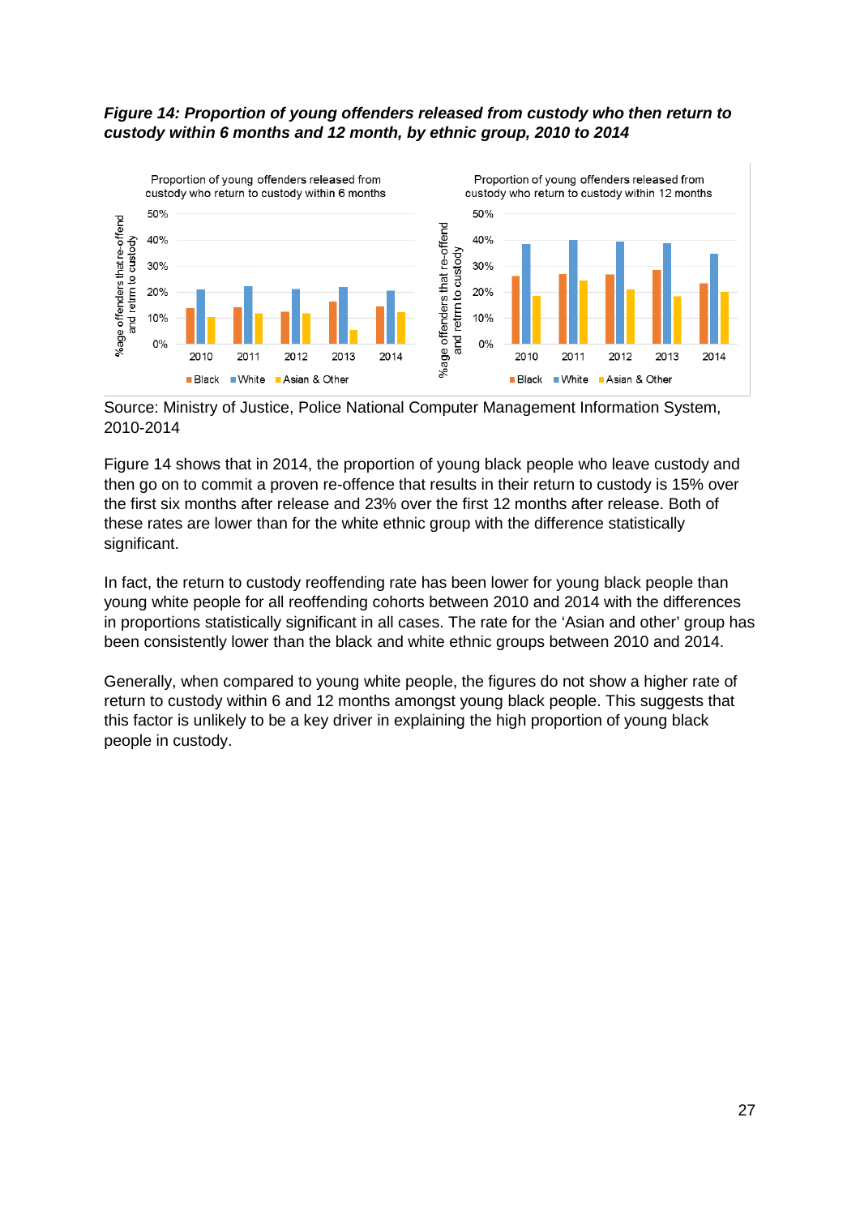***Figure 14: Proportion of young offenders released from custody who then return to custody within 6 months and 12 month, by ethnic group, 2010 to 2014***

Source: Ministry of Justice, Police National Computer Management Information System, 2010-2014

Figure 14 shows that in 2014, the proportion of young black people who leave custody and then go on to commit a proven re-offence that results in their return to custody is 15% over the first six months after release and 23% over the first 12 months after release. Both of these rates are lower than for the white ethnic group with the difference statistically significant.

In fact, the return to custody reoffending rate has been lower for young black people than young white people for all reoffending cohorts between 2010 and 2014 with the differences in proportions statistically significant in all cases. The rate for the ‘Asian and other' group has been consistently lower than the black and white ethnic groups between 2010 and 2014.

Generally, when compared to young white people, the figures do not show a higher rate of return to custody within 6 and 12 months amongst young black people. This suggests that this factor is unlikely to be a key driver in explaining the high proportion of young black people in custody.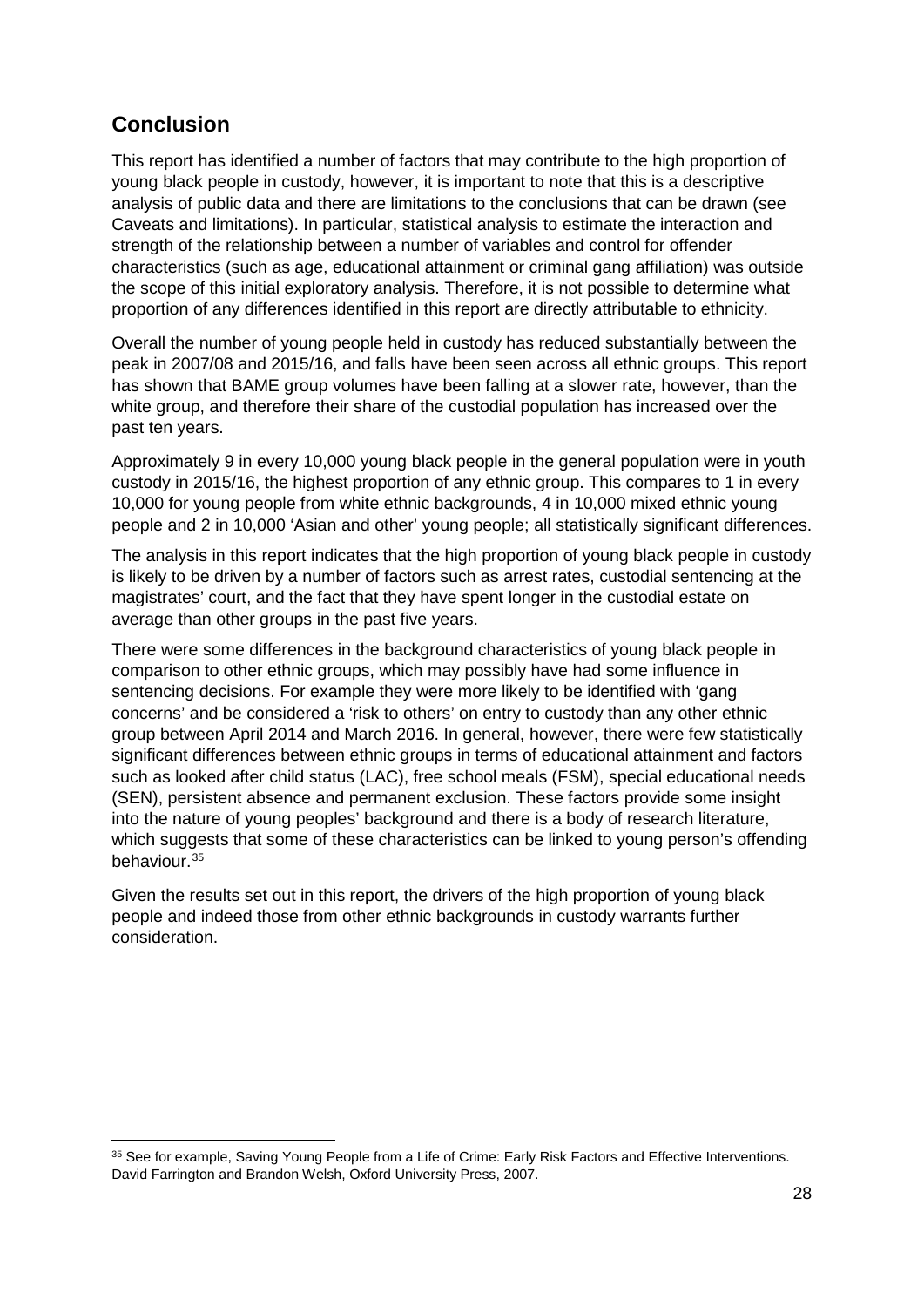## Conclusion

This report has identified a number of factors that may contribute to the high proportion of young black people in custody, however, it is important to note that this is a descriptive analysis of public data and there are limitations to the conclusions that can be drawn (see Caveats and limitations). In particular, statistical analysis to estimate the interaction and strength of the relationship between a number of variables and control for offender characteristics (such as age, educational attainment or criminal gang affiliation) was outside the scope of this initial exploratory analysis. Therefore, it is not possible to determine what proportion of any differences identified in this report are directly attributable to ethnicity.

Overall the number of young people held in custody has reduced substantially between the peak in 2007/08 and 2015/16, and falls have been seen across all ethnic groups. This report has shown that BAME group volumes have been falling at a slower rate, however, than the white group, and therefore their share of the custodial population has increased over the past ten years.

Approximately 9 in every 10,000 young black people in the general population were in youth custody in 2015/16, the highest proportion of any ethnic group. This compares to 1 in every 10,000 for young people from white ethnic backgrounds, 4 in 10,000 mixed ethnic young people and 2 in 10,000 'Asian and other' young people; all statistically significant differences.

The analysis in this report indicates that the high proportion of young black people in custody is likely to be driven by a number of factors such as arrest rates, custodial sentencing at the magistrates' court, and the fact that they have spent longer in the custodial estate on average than other groups in the past five years.

There were some differences in the background characteristics of young black people in comparison to other ethnic groups, which may possibly have had some influence in sentencing decisions. For example they were more likely to be identified with 'gang concerns' and be considered a 'risk to others' on entry to custody than any other ethnic group between April 2014 and March 2016. In general, however, there were few statistically significant differences between ethnic groups in terms of educational attainment and factors such as looked after child status (LAC), free school meals (FSM), special educational needs (SEN), persistent absence and permanent exclusion. These factors provide some insight into the nature of young peoples' background and there is a body of research literature, which suggests that some of these characteristics can be linked to young person's offending behaviour.[35]

Given the results set out in this report, the drivers of the high proportion of young black people and indeed those from other ethnic backgrounds in custody warrants further consideration.

[35] See for example, Saving Young People from a Life of Crime: Early Risk Factors and Effective Interventions. David Farrington and Brandon Welsh, Oxford University Press, 2007.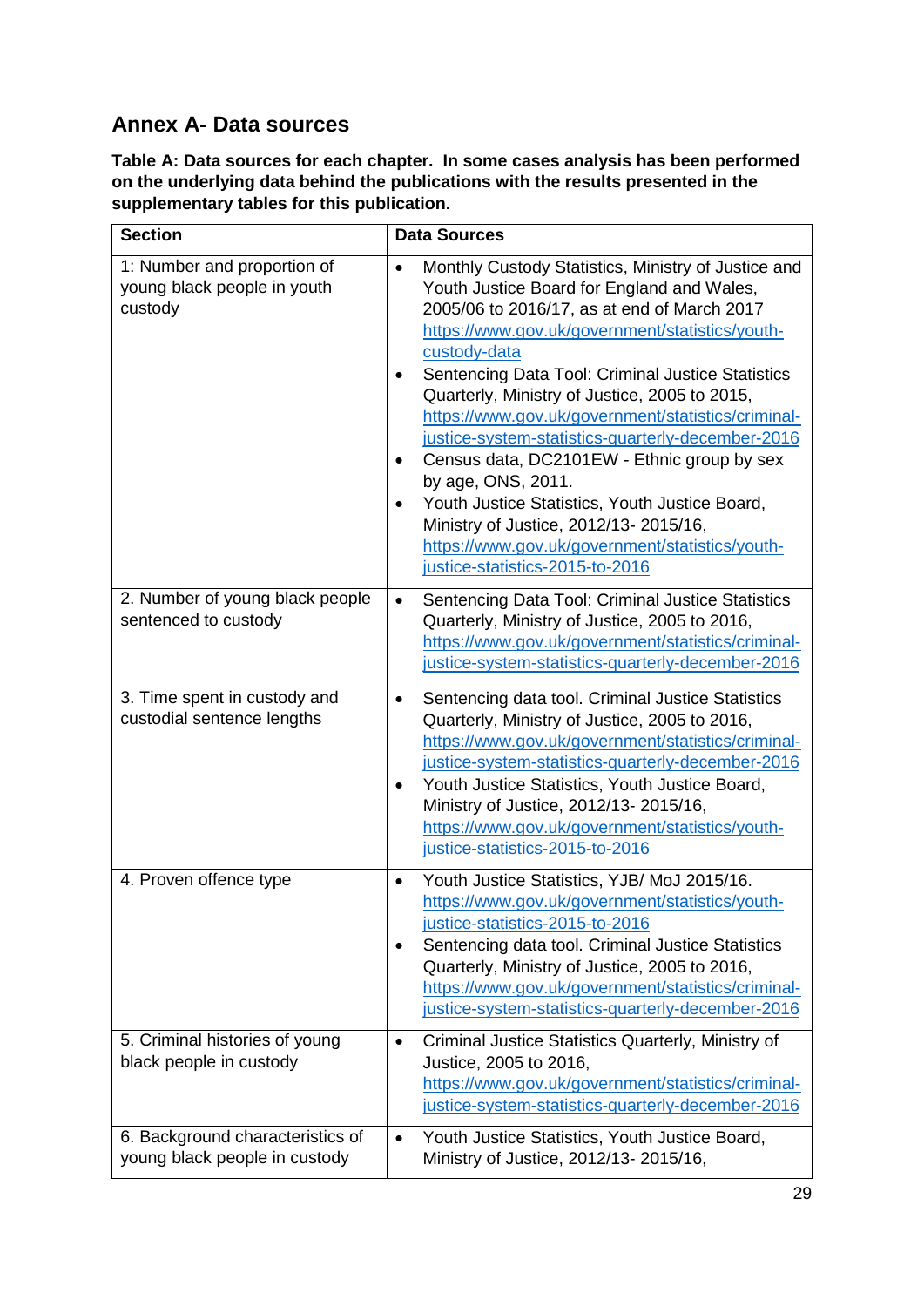## Annex A- Data sources

**Table A: Data sources for each chapter. In some cases analysis has been performed on the underlying data behind the publications with the results presented in the supplementary tables for this publication.**

| Section | Data Sources |
|---|---|
| 1: Number and proportion of young black people in youth custody | • Monthly Custody Statistics, Ministry of Justice and Youth Justice Board for England and Wales, 2005/06 to 2016/17, as at end of March 2017 https://www.gov.uk/government/statistics/youth-custody-data<br>• Sentencing Data Tool: Criminal Justice Statistics Quarterly, Ministry of Justice, 2005 to 2015, https://www.gov.uk/government/statistics/criminal-justice-system-statistics-quarterly-december-2016<br>• Census data, DC2101EW - Ethnic group by sex by age, ONS, 2011.<br>• Youth Justice Statistics, Youth Justice Board, Ministry of Justice, 2012/13- 2015/16, https://www.gov.uk/government/statistics/youth-justice-statistics-2015-to-2016 |
| 2. Number of young black people sentenced to custody | • Sentencing Data Tool: Criminal Justice Statistics Quarterly, Ministry of Justice, 2005 to 2016, https://www.gov.uk/government/statistics/criminal-justice-system-statistics-quarterly-december-2016 |
| 3. Time spent in custody and custodial sentence lengths | • Sentencing data tool. Criminal Justice Statistics Quarterly, Ministry of Justice, 2005 to 2016, https://www.gov.uk/government/statistics/criminal-justice-system-statistics-quarterly-december-2016<br>• Youth Justice Statistics, Youth Justice Board, Ministry of Justice, 2012/13- 2015/16, https://www.gov.uk/government/statistics/youth-justice-statistics-2015-to-2016 |
| 4. Proven offence type | • Youth Justice Statistics, YJB/ MoJ 2015/16. https://www.gov.uk/government/statistics/youth-justice-statistics-2015-to-2016<br>• Sentencing data tool. Criminal Justice Statistics Quarterly, Ministry of Justice, 2005 to 2016, https://www.gov.uk/government/statistics/criminal-justice-system-statistics-quarterly-december-2016 |
| 5. Criminal histories of young black people in custody | • Criminal Justice Statistics Quarterly, Ministry of Justice, 2005 to 2016, https://www.gov.uk/government/statistics/criminal-justice-system-statistics-quarterly-december-2016 |
| 6. Background characteristics of young black people in custody | • Youth Justice Statistics, Youth Justice Board, Ministry of Justice, 2012/13- 2015/16, |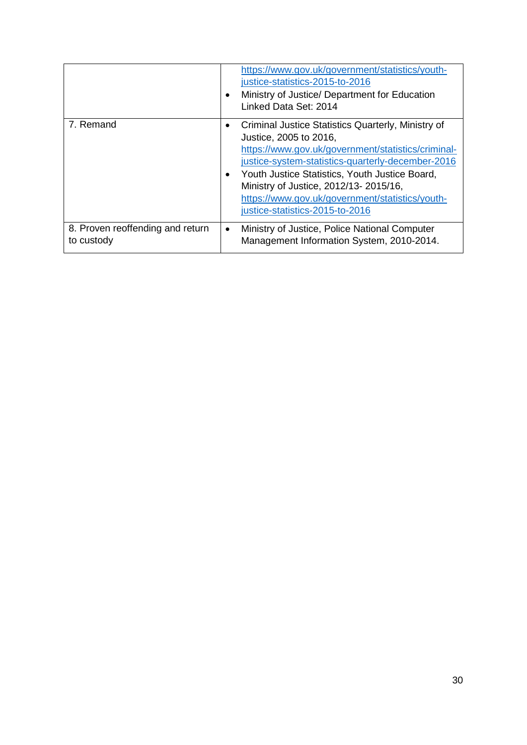| | |
|---|---|
| | https://www.gov.uk/government/statistics/youth-justice-statistics-2015-to-2016<br>• Ministry of Justice/ Department for Education Linked Data Set: 2014 |
| 7. Remand | • Criminal Justice Statistics Quarterly, Ministry of Justice, 2005 to 2016, https://www.gov.uk/government/statistics/criminal-justice-system-statistics-quarterly-december-2016<br>• Youth Justice Statistics, Youth Justice Board, Ministry of Justice, 2012/13- 2015/16, https://www.gov.uk/government/statistics/youth-justice-statistics-2015-to-2016 |
| 8. Proven reoffending and return to custody | • Ministry of Justice, Police National Computer Management Information System, 2010-2014. |